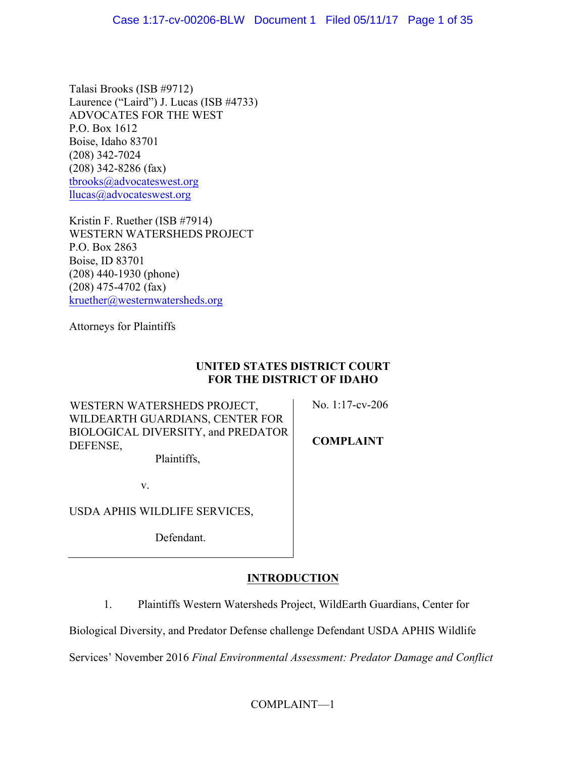Talasi Brooks (ISB #9712)
Laurence ("Laird") J. Lucas (ISB #4733)
ADVOCATES FOR THE WEST
P.O. Box 1612
Boise, Idaho 83701
(208) 342-7024
(208) 342-8286 (fax)
tbrooks@advocateswest.org
llucas@advocateswest.org

Kristin F. Ruether (ISB #7914)
WESTERN WATERSHEDS PROJECT
P.O. Box 2863
Boise, ID 83701
(208) 440-1930 (phone)
(208) 475-4702 (fax)
kruether@westernwatersheds.org

Attorneys for Plaintiffs

**UNITED STATES DISTRICT COURT**
**FOR THE DISTRICT OF IDAHO**

| | |
|---|---|
| WESTERN WATERSHEDS PROJECT, WILDEARTH GUARDIANS, CENTER FOR BIOLOGICAL DIVERSITY, and PREDATOR DEFENSE,<br>Plaintiffs,<br><br>v.<br><br>USDA APHIS WILDLIFE SERVICES,<br><br>Defendant. | No. 1:17-cv-206<br><br>**COMPLAINT** |

## INTRODUCTION

1. Plaintiffs Western Watersheds Project, WildEarth Guardians, Center for Biological Diversity, and Predator Defense challenge Defendant USDA APHIS Wildlife Services' November 2016 *Final Environmental Assessment: Predator Damage and Conflict*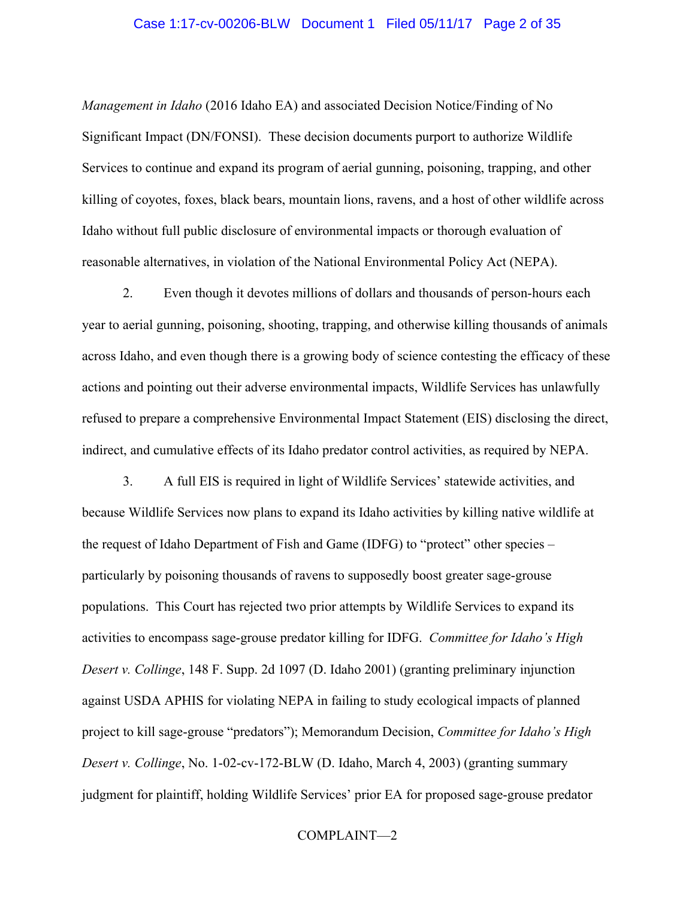*Management in Idaho* (2016 Idaho EA) and associated Decision Notice/Finding of No Significant Impact (DN/FONSI). These decision documents purport to authorize Wildlife Services to continue and expand its program of aerial gunning, poisoning, trapping, and other killing of coyotes, foxes, black bears, mountain lions, ravens, and a host of other wildlife across Idaho without full public disclosure of environmental impacts or thorough evaluation of reasonable alternatives, in violation of the National Environmental Policy Act (NEPA).

2. Even though it devotes millions of dollars and thousands of person-hours each year to aerial gunning, poisoning, shooting, trapping, and otherwise killing thousands of animals across Idaho, and even though there is a growing body of science contesting the efficacy of these actions and pointing out their adverse environmental impacts, Wildlife Services has unlawfully refused to prepare a comprehensive Environmental Impact Statement (EIS) disclosing the direct, indirect, and cumulative effects of its Idaho predator control activities, as required by NEPA.

3. A full EIS is required in light of Wildlife Services' statewide activities, and because Wildlife Services now plans to expand its Idaho activities by killing native wildlife at the request of Idaho Department of Fish and Game (IDFG) to "protect" other species – particularly by poisoning thousands of ravens to supposedly boost greater sage-grouse populations. This Court has rejected two prior attempts by Wildlife Services to expand its activities to encompass sage-grouse predator killing for IDFG. *Committee for Idaho's High Desert v. Collinge*, 148 F. Supp. 2d 1097 (D. Idaho 2001) (granting preliminary injunction against USDA APHIS for violating NEPA in failing to study ecological impacts of planned project to kill sage-grouse "predators"); Memorandum Decision, *Committee for Idaho's High Desert v. Collinge*, No. 1-02-cv-172-BLW (D. Idaho, March 4, 2003) (granting summary judgment for plaintiff, holding Wildlife Services' prior EA for proposed sage-grouse predator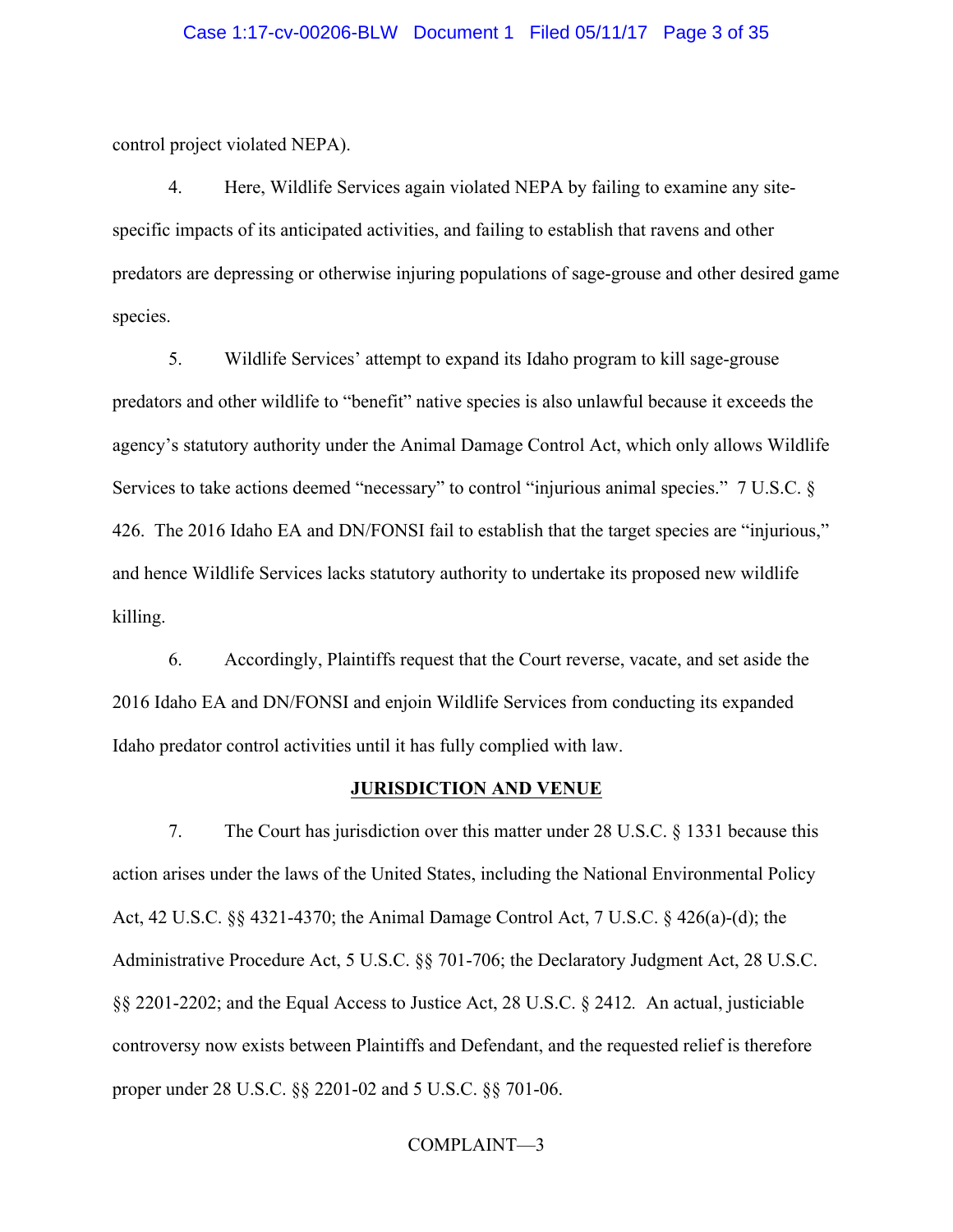control project violated NEPA).

4. Here, Wildlife Services again violated NEPA by failing to examine any site-specific impacts of its anticipated activities, and failing to establish that ravens and other predators are depressing or otherwise injuring populations of sage-grouse and other desired game species.

5. Wildlife Services' attempt to expand its Idaho program to kill sage-grouse predators and other wildlife to "benefit" native species is also unlawful because it exceeds the agency's statutory authority under the Animal Damage Control Act, which only allows Wildlife Services to take actions deemed "necessary" to control "injurious animal species." 7 U.S.C. § 426. The 2016 Idaho EA and DN/FONSI fail to establish that the target species are "injurious," and hence Wildlife Services lacks statutory authority to undertake its proposed new wildlife killing.

6. Accordingly, Plaintiffs request that the Court reverse, vacate, and set aside the 2016 Idaho EA and DN/FONSI and enjoin Wildlife Services from conducting its expanded Idaho predator control activities until it has fully complied with law.

## JURISDICTION AND VENUE

7. The Court has jurisdiction over this matter under 28 U.S.C. § 1331 because this action arises under the laws of the United States, including the National Environmental Policy Act, 42 U.S.C. §§ 4321-4370; the Animal Damage Control Act, 7 U.S.C. § 426(a)-(d); the Administrative Procedure Act, 5 U.S.C. §§ 701-706; the Declaratory Judgment Act, 28 U.S.C. §§ 2201-2202; and the Equal Access to Justice Act, 28 U.S.C. § 2412. An actual, justiciable controversy now exists between Plaintiffs and Defendant, and the requested relief is therefore proper under 28 U.S.C. §§ 2201-02 and 5 U.S.C. §§ 701-06.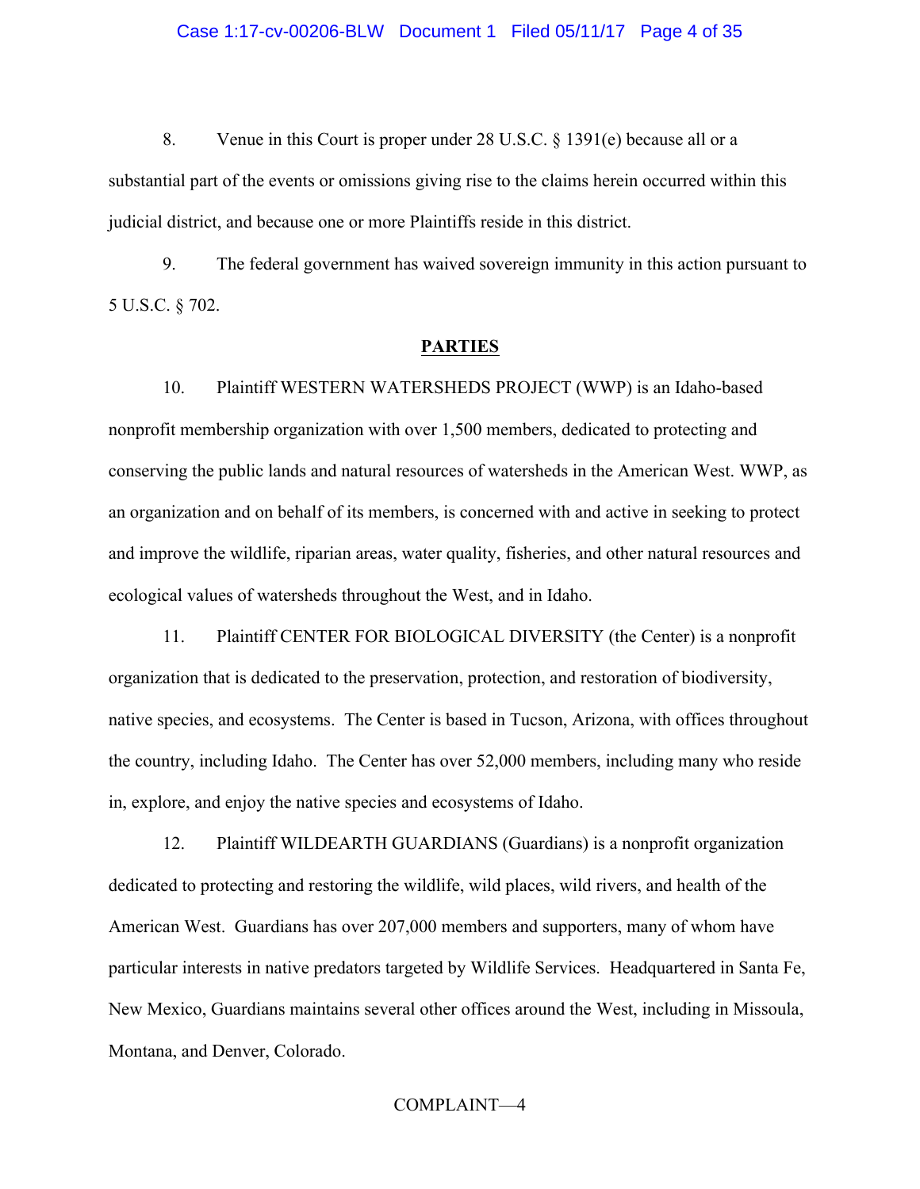8. Venue in this Court is proper under 28 U.S.C. § 1391(e) because all or a substantial part of the events or omissions giving rise to the claims herein occurred within this judicial district, and because one or more Plaintiffs reside in this district.

9. The federal government has waived sovereign immunity in this action pursuant to 5 U.S.C. § 702.

**PARTIES**

10. Plaintiff WESTERN WATERSHEDS PROJECT (WWP) is an Idaho-based nonprofit membership organization with over 1,500 members, dedicated to protecting and conserving the public lands and natural resources of watersheds in the American West. WWP, as an organization and on behalf of its members, is concerned with and active in seeking to protect and improve the wildlife, riparian areas, water quality, fisheries, and other natural resources and ecological values of watersheds throughout the West, and in Idaho.

11. Plaintiff CENTER FOR BIOLOGICAL DIVERSITY (the Center) is a nonprofit organization that is dedicated to the preservation, protection, and restoration of biodiversity, native species, and ecosystems. The Center is based in Tucson, Arizona, with offices throughout the country, including Idaho. The Center has over 52,000 members, including many who reside in, explore, and enjoy the native species and ecosystems of Idaho.

12. Plaintiff WILDEARTH GUARDIANS (Guardians) is a nonprofit organization dedicated to protecting and restoring the wildlife, wild places, wild rivers, and health of the American West. Guardians has over 207,000 members and supporters, many of whom have particular interests in native predators targeted by Wildlife Services. Headquartered in Santa Fe, New Mexico, Guardians maintains several other offices around the West, including in Missoula, Montana, and Denver, Colorado.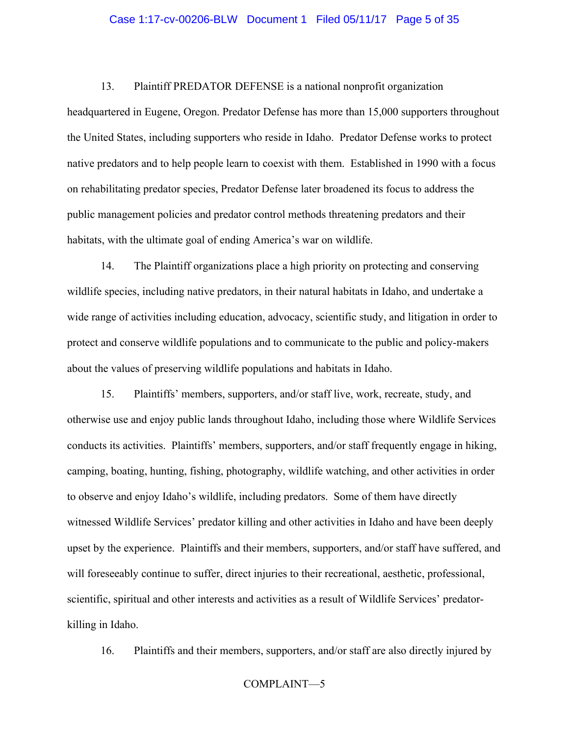13. Plaintiff PREDATOR DEFENSE is a national nonprofit organization headquartered in Eugene, Oregon. Predator Defense has more than 15,000 supporters throughout the United States, including supporters who reside in Idaho. Predator Defense works to protect native predators and to help people learn to coexist with them. Established in 1990 with a focus on rehabilitating predator species, Predator Defense later broadened its focus to address the public management policies and predator control methods threatening predators and their habitats, with the ultimate goal of ending America's war on wildlife.

14. The Plaintiff organizations place a high priority on protecting and conserving wildlife species, including native predators, in their natural habitats in Idaho, and undertake a wide range of activities including education, advocacy, scientific study, and litigation in order to protect and conserve wildlife populations and to communicate to the public and policy-makers about the values of preserving wildlife populations and habitats in Idaho.

15. Plaintiffs' members, supporters, and/or staff live, work, recreate, study, and otherwise use and enjoy public lands throughout Idaho, including those where Wildlife Services conducts its activities. Plaintiffs' members, supporters, and/or staff frequently engage in hiking, camping, boating, hunting, fishing, photography, wildlife watching, and other activities in order to observe and enjoy Idaho's wildlife, including predators. Some of them have directly witnessed Wildlife Services' predator killing and other activities in Idaho and have been deeply upset by the experience. Plaintiffs and their members, supporters, and/or staff have suffered, and will foreseeably continue to suffer, direct injuries to their recreational, aesthetic, professional, scientific, spiritual and other interests and activities as a result of Wildlife Services' predator-killing in Idaho.

16. Plaintiffs and their members, supporters, and/or staff are also directly injured by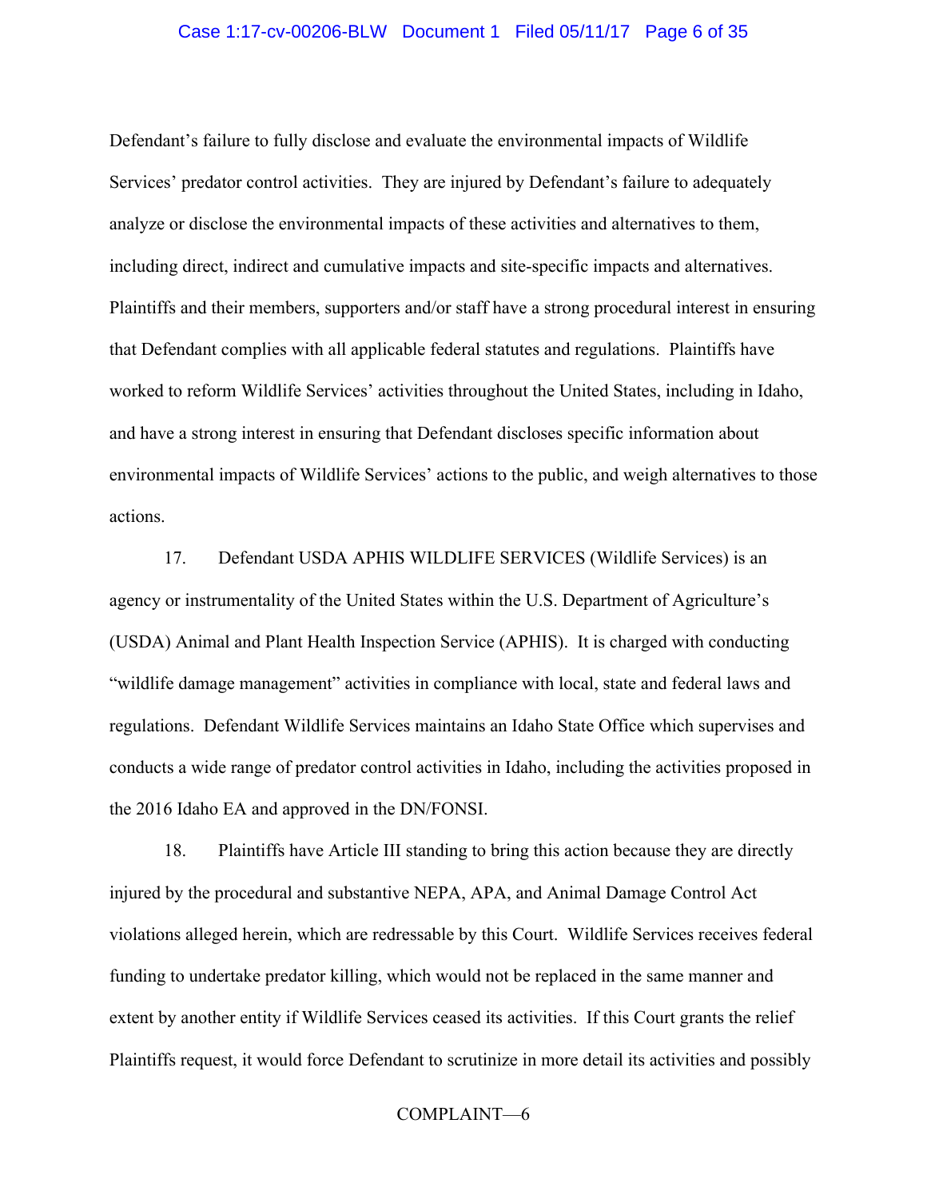Defendant's failure to fully disclose and evaluate the environmental impacts of Wildlife Services' predator control activities. They are injured by Defendant's failure to adequately analyze or disclose the environmental impacts of these activities and alternatives to them, including direct, indirect and cumulative impacts and site-specific impacts and alternatives. Plaintiffs and their members, supporters and/or staff have a strong procedural interest in ensuring that Defendant complies with all applicable federal statutes and regulations. Plaintiffs have worked to reform Wildlife Services' activities throughout the United States, including in Idaho, and have a strong interest in ensuring that Defendant discloses specific information about environmental impacts of Wildlife Services' actions to the public, and weigh alternatives to those actions.

17. Defendant USDA APHIS WILDLIFE SERVICES (Wildlife Services) is an agency or instrumentality of the United States within the U.S. Department of Agriculture's (USDA) Animal and Plant Health Inspection Service (APHIS). It is charged with conducting "wildlife damage management" activities in compliance with local, state and federal laws and regulations. Defendant Wildlife Services maintains an Idaho State Office which supervises and conducts a wide range of predator control activities in Idaho, including the activities proposed in the 2016 Idaho EA and approved in the DN/FONSI.

18. Plaintiffs have Article III standing to bring this action because they are directly injured by the procedural and substantive NEPA, APA, and Animal Damage Control Act violations alleged herein, which are redressable by this Court. Wildlife Services receives federal funding to undertake predator killing, which would not be replaced in the same manner and extent by another entity if Wildlife Services ceased its activities. If this Court grants the relief Plaintiffs request, it would force Defendant to scrutinize in more detail its activities and possibly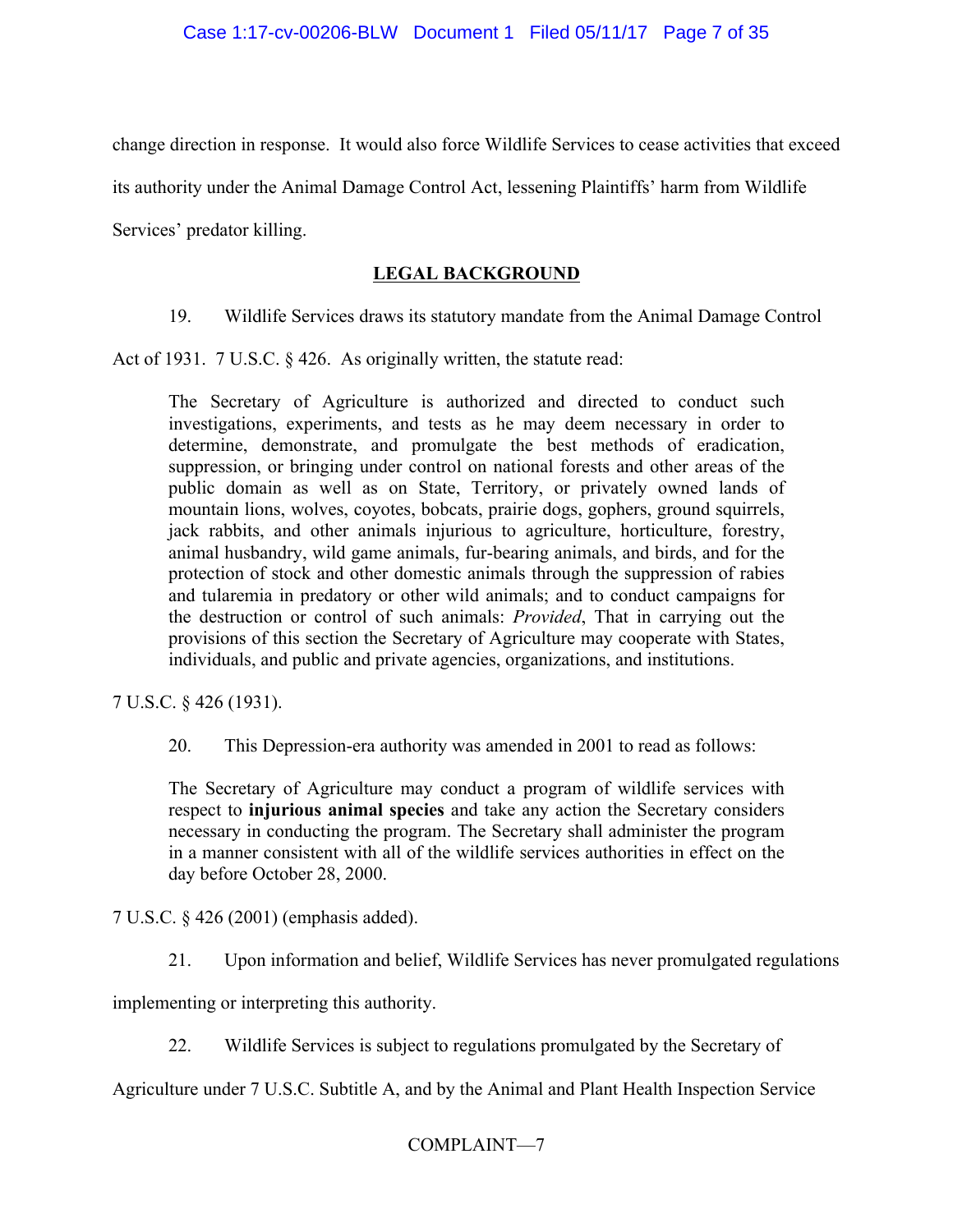change direction in response. It would also force Wildlife Services to cease activities that exceed its authority under the Animal Damage Control Act, lessening Plaintiffs' harm from Wildlife Services' predator killing.

## LEGAL BACKGROUND

19. Wildlife Services draws its statutory mandate from the Animal Damage Control Act of 1931. 7 U.S.C. § 426. As originally written, the statute read:

> The Secretary of Agriculture is authorized and directed to conduct such investigations, experiments, and tests as he may deem necessary in order to determine, demonstrate, and promulgate the best methods of eradication, suppression, or bringing under control on national forests and other areas of the public domain as well as on State, Territory, or privately owned lands of mountain lions, wolves, coyotes, bobcats, prairie dogs, gophers, ground squirrels, jack rabbits, and other animals injurious to agriculture, horticulture, forestry, animal husbandry, wild game animals, fur-bearing animals, and birds, and for the protection of stock and other domestic animals through the suppression of rabies and tularemia in predatory or other wild animals; and to conduct campaigns for the destruction or control of such animals: *Provided*, That in carrying out the provisions of this section the Secretary of Agriculture may cooperate with States, individuals, and public and private agencies, organizations, and institutions.

7 U.S.C. § 426 (1931).

20. This Depression-era authority was amended in 2001 to read as follows:

> The Secretary of Agriculture may conduct a program of wildlife services with respect to **injurious animal species** and take any action the Secretary considers necessary in conducting the program. The Secretary shall administer the program in a manner consistent with all of the wildlife services authorities in effect on the day before October 28, 2000.

7 U.S.C. § 426 (2001) (emphasis added).

21. Upon information and belief, Wildlife Services has never promulgated regulations implementing or interpreting this authority.

22. Wildlife Services is subject to regulations promulgated by the Secretary of Agriculture under 7 U.S.C. Subtitle A, and by the Animal and Plant Health Inspection Service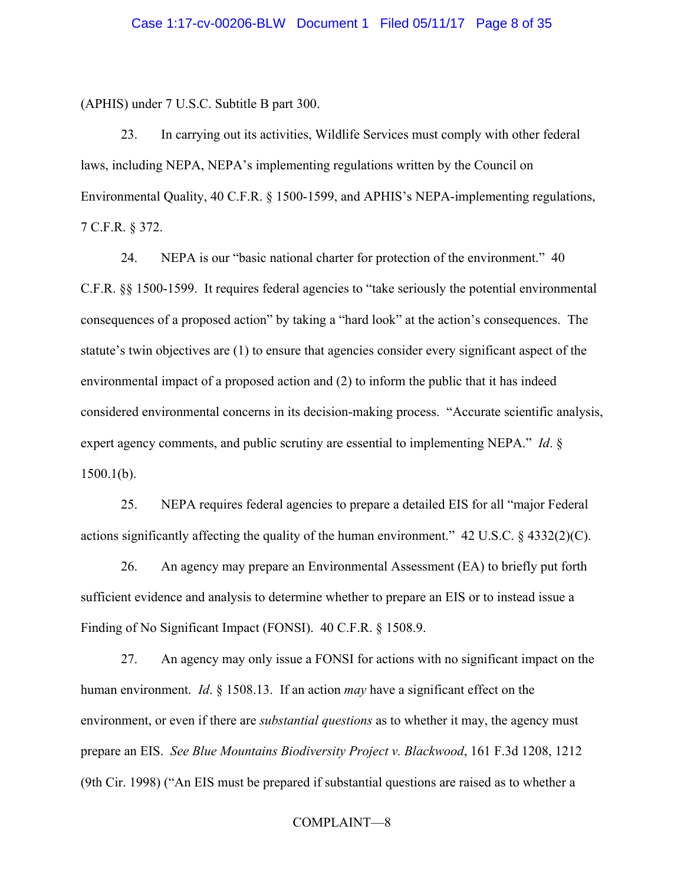(APHIS) under 7 U.S.C. Subtitle B part 300.

23. In carrying out its activities, Wildlife Services must comply with other federal laws, including NEPA, NEPA's implementing regulations written by the Council on Environmental Quality, 40 C.F.R. § 1500-1599, and APHIS's NEPA-implementing regulations, 7 C.F.R. § 372.

24. NEPA is our "basic national charter for protection of the environment." 40 C.F.R. §§ 1500-1599. It requires federal agencies to "take seriously the potential environmental consequences of a proposed action" by taking a "hard look" at the action's consequences. The statute's twin objectives are (1) to ensure that agencies consider every significant aspect of the environmental impact of a proposed action and (2) to inform the public that it has indeed considered environmental concerns in its decision-making process. "Accurate scientific analysis, expert agency comments, and public scrutiny are essential to implementing NEPA." *Id*. § 1500.1(b).

25. NEPA requires federal agencies to prepare a detailed EIS for all "major Federal actions significantly affecting the quality of the human environment." 42 U.S.C. § 4332(2)(C).

26. An agency may prepare an Environmental Assessment (EA) to briefly put forth sufficient evidence and analysis to determine whether to prepare an EIS or to instead issue a Finding of No Significant Impact (FONSI). 40 C.F.R. § 1508.9.

27. An agency may only issue a FONSI for actions with no significant impact on the human environment. *Id*. § 1508.13. If an action *may* have a significant effect on the environment, or even if there are *substantial questions* as to whether it may, the agency must prepare an EIS. *See Blue Mountains Biodiversity Project v. Blackwood*, 161 F.3d 1208, 1212 (9th Cir. 1998) ("An EIS must be prepared if substantial questions are raised as to whether a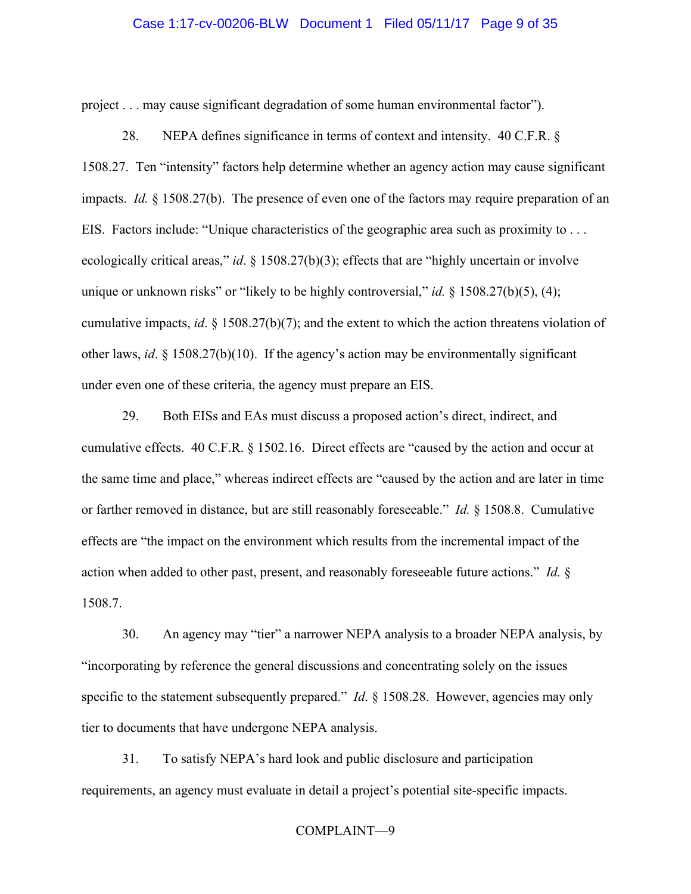project . . . may cause significant degradation of some human environmental factor").

28. NEPA defines significance in terms of context and intensity. 40 C.F.R. § 1508.27. Ten "intensity" factors help determine whether an agency action may cause significant impacts. *Id.* § 1508.27(b). The presence of even one of the factors may require preparation of an EIS. Factors include: "Unique characteristics of the geographic area such as proximity to . . . ecologically critical areas," *id*. § 1508.27(b)(3); effects that are "highly uncertain or involve unique or unknown risks" or "likely to be highly controversial," *id.* § 1508.27(b)(5), (4); cumulative impacts, *id*. § 1508.27(b)(7); and the extent to which the action threatens violation of other laws, *id*. § 1508.27(b)(10). If the agency's action may be environmentally significant under even one of these criteria, the agency must prepare an EIS.

29. Both EISs and EAs must discuss a proposed action's direct, indirect, and cumulative effects. 40 C.F.R. § 1502.16. Direct effects are "caused by the action and occur at the same time and place," whereas indirect effects are "caused by the action and are later in time or farther removed in distance, but are still reasonably foreseeable." *Id.* § 1508.8. Cumulative effects are "the impact on the environment which results from the incremental impact of the action when added to other past, present, and reasonably foreseeable future actions." *Id.* § 1508.7.

30. An agency may "tier" a narrower NEPA analysis to a broader NEPA analysis, by "incorporating by reference the general discussions and concentrating solely on the issues specific to the statement subsequently prepared." *Id*. § 1508.28. However, agencies may only tier to documents that have undergone NEPA analysis.

31. To satisfy NEPA's hard look and public disclosure and participation requirements, an agency must evaluate in detail a project's potential site-specific impacts.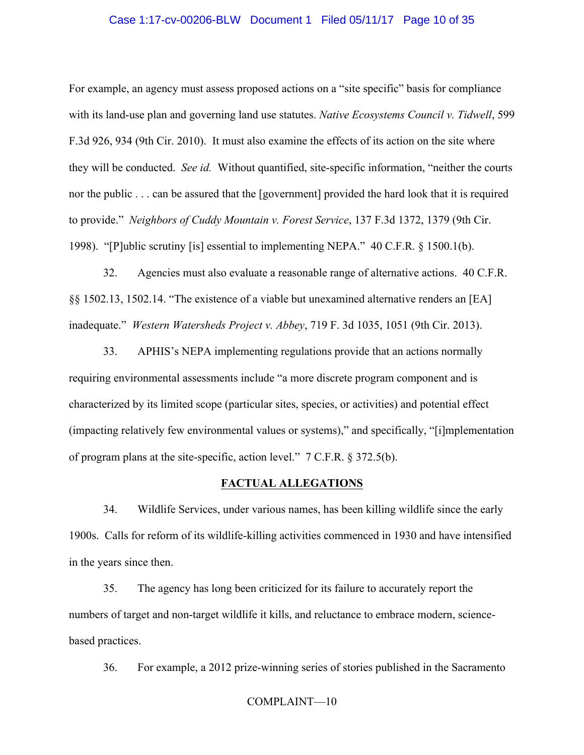For example, an agency must assess proposed actions on a "site specific" basis for compliance with its land-use plan and governing land use statutes. *Native Ecosystems Council v. Tidwell*, 599 F.3d 926, 934 (9th Cir. 2010). It must also examine the effects of its action on the site where they will be conducted. *See id.* Without quantified, site-specific information, "neither the courts nor the public . . . can be assured that the [government] provided the hard look that it is required to provide." *Neighbors of Cuddy Mountain v. Forest Service*, 137 F.3d 1372, 1379 (9th Cir. 1998). "[P]ublic scrutiny [is] essential to implementing NEPA." 40 C.F.R. § 1500.1(b).

32. Agencies must also evaluate a reasonable range of alternative actions. 40 C.F.R. §§ 1502.13, 1502.14. "The existence of a viable but unexamined alternative renders an [EA] inadequate." *Western Watersheds Project v. Abbey*, 719 F. 3d 1035, 1051 (9th Cir. 2013).

33. APHIS's NEPA implementing regulations provide that an actions normally requiring environmental assessments include "a more discrete program component and is characterized by its limited scope (particular sites, species, or activities) and potential effect (impacting relatively few environmental values or systems)," and specifically, "[i]mplementation of program plans at the site-specific, action level." 7 C.F.R. § 372.5(b).

## FACTUAL ALLEGATIONS

34. Wildlife Services, under various names, has been killing wildlife since the early 1900s. Calls for reform of its wildlife-killing activities commenced in 1930 and have intensified in the years since then.

35. The agency has long been criticized for its failure to accurately report the numbers of target and non-target wildlife it kills, and reluctance to embrace modern, science-based practices.

36. For example, a 2012 prize-winning series of stories published in the Sacramento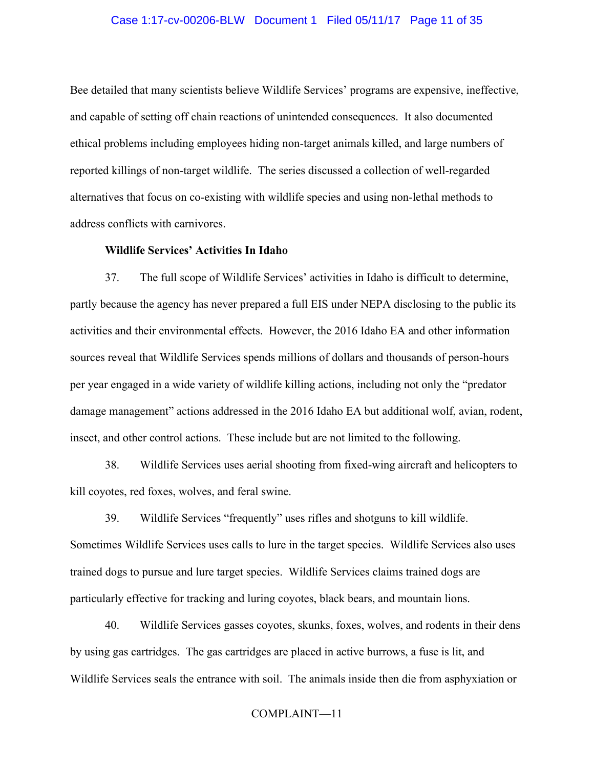Bee detailed that many scientists believe Wildlife Services' programs are expensive, ineffective, and capable of setting off chain reactions of unintended consequences. It also documented ethical problems including employees hiding non-target animals killed, and large numbers of reported killings of non-target wildlife. The series discussed a collection of well-regarded alternatives that focus on co-existing with wildlife species and using non-lethal methods to address conflicts with carnivores.

**Wildlife Services' Activities In Idaho**

37. The full scope of Wildlife Services' activities in Idaho is difficult to determine, partly because the agency has never prepared a full EIS under NEPA disclosing to the public its activities and their environmental effects. However, the 2016 Idaho EA and other information sources reveal that Wildlife Services spends millions of dollars and thousands of person-hours per year engaged in a wide variety of wildlife killing actions, including not only the "predator damage management" actions addressed in the 2016 Idaho EA but additional wolf, avian, rodent, insect, and other control actions. These include but are not limited to the following.

38. Wildlife Services uses aerial shooting from fixed-wing aircraft and helicopters to kill coyotes, red foxes, wolves, and feral swine.

39. Wildlife Services "frequently" uses rifles and shotguns to kill wildlife. Sometimes Wildlife Services uses calls to lure in the target species. Wildlife Services also uses trained dogs to pursue and lure target species. Wildlife Services claims trained dogs are particularly effective for tracking and luring coyotes, black bears, and mountain lions.

40. Wildlife Services gasses coyotes, skunks, foxes, wolves, and rodents in their dens by using gas cartridges. The gas cartridges are placed in active burrows, a fuse is lit, and Wildlife Services seals the entrance with soil. The animals inside then die from asphyxiation or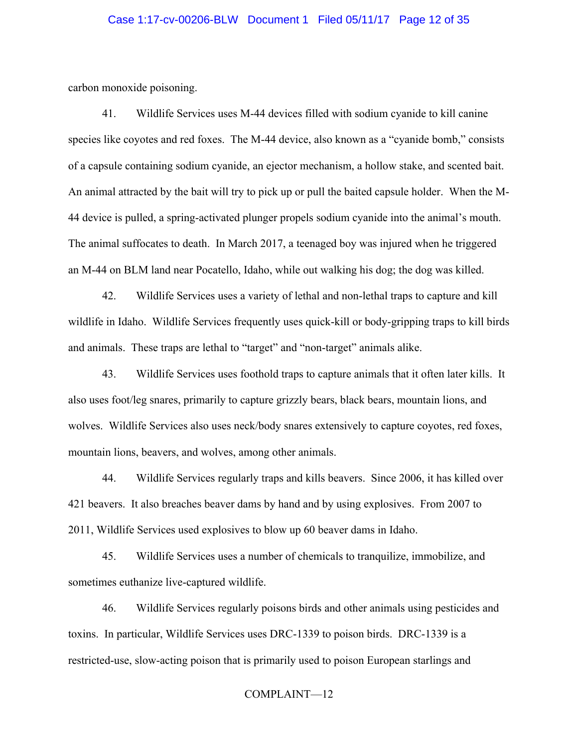carbon monoxide poisoning.

41. Wildlife Services uses M-44 devices filled with sodium cyanide to kill canine species like coyotes and red foxes. The M-44 device, also known as a "cyanide bomb," consists of a capsule containing sodium cyanide, an ejector mechanism, a hollow stake, and scented bait. An animal attracted by the bait will try to pick up or pull the baited capsule holder. When the M-44 device is pulled, a spring-activated plunger propels sodium cyanide into the animal's mouth. The animal suffocates to death. In March 2017, a teenaged boy was injured when he triggered an M-44 on BLM land near Pocatello, Idaho, while out walking his dog; the dog was killed.

42. Wildlife Services uses a variety of lethal and non-lethal traps to capture and kill wildlife in Idaho. Wildlife Services frequently uses quick-kill or body-gripping traps to kill birds and animals. These traps are lethal to "target" and "non-target" animals alike.

43. Wildlife Services uses foothold traps to capture animals that it often later kills. It also uses foot/leg snares, primarily to capture grizzly bears, black bears, mountain lions, and wolves. Wildlife Services also uses neck/body snares extensively to capture coyotes, red foxes, mountain lions, beavers, and wolves, among other animals.

44. Wildlife Services regularly traps and kills beavers. Since 2006, it has killed over 421 beavers. It also breaches beaver dams by hand and by using explosives. From 2007 to 2011, Wildlife Services used explosives to blow up 60 beaver dams in Idaho.

45. Wildlife Services uses a number of chemicals to tranquilize, immobilize, and sometimes euthanize live-captured wildlife.

46. Wildlife Services regularly poisons birds and other animals using pesticides and toxins. In particular, Wildlife Services uses DRC-1339 to poison birds. DRC-1339 is a restricted-use, slow-acting poison that is primarily used to poison European starlings and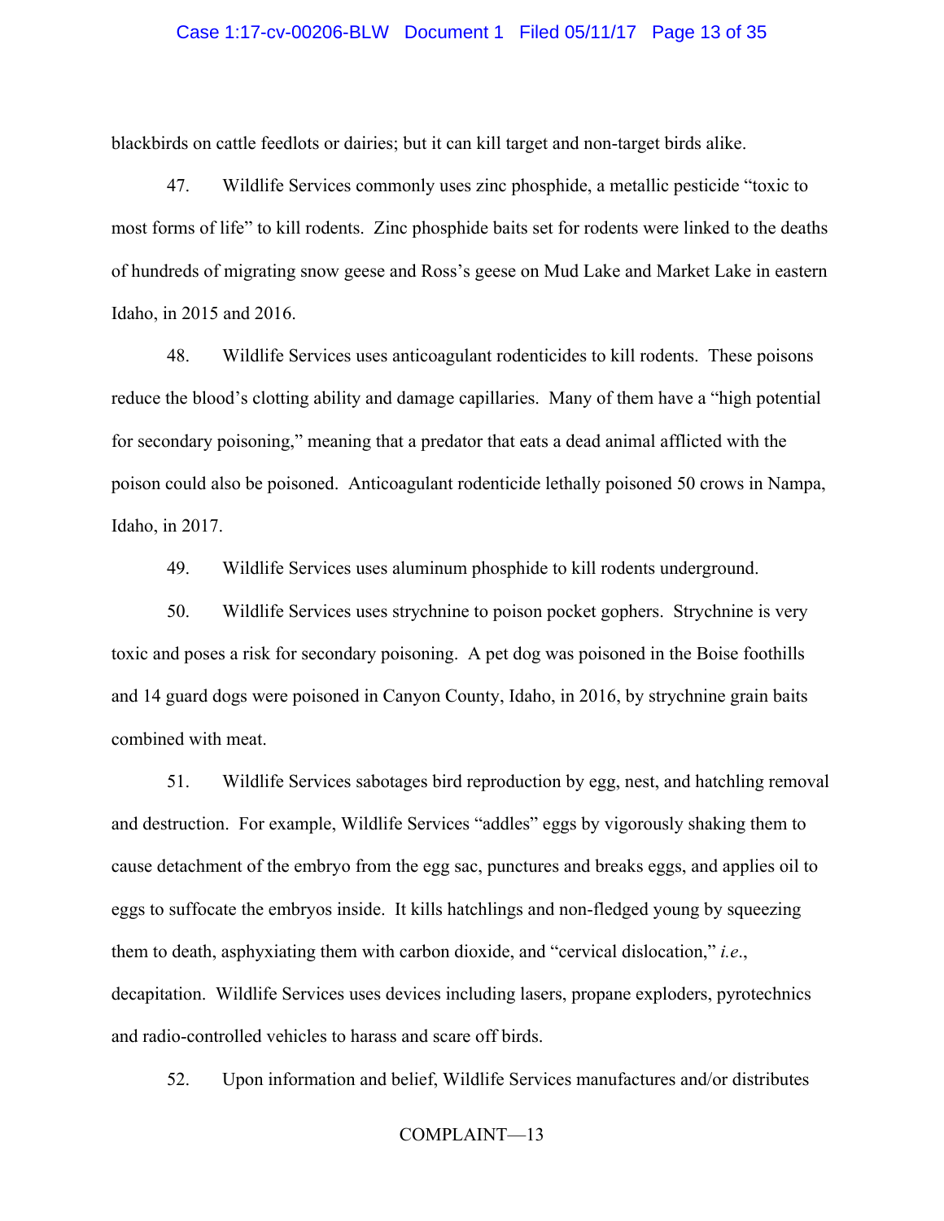blackbirds on cattle feedlots or dairies; but it can kill target and non-target birds alike.

47. Wildlife Services commonly uses zinc phosphide, a metallic pesticide "toxic to most forms of life" to kill rodents. Zinc phosphide baits set for rodents were linked to the deaths of hundreds of migrating snow geese and Ross's geese on Mud Lake and Market Lake in eastern Idaho, in 2015 and 2016.

48. Wildlife Services uses anticoagulant rodenticides to kill rodents. These poisons reduce the blood's clotting ability and damage capillaries. Many of them have a "high potential for secondary poisoning," meaning that a predator that eats a dead animal afflicted with the poison could also be poisoned. Anticoagulant rodenticide lethally poisoned 50 crows in Nampa, Idaho, in 2017.

49. Wildlife Services uses aluminum phosphide to kill rodents underground.

50. Wildlife Services uses strychnine to poison pocket gophers. Strychnine is very toxic and poses a risk for secondary poisoning. A pet dog was poisoned in the Boise foothills and 14 guard dogs were poisoned in Canyon County, Idaho, in 2016, by strychnine grain baits combined with meat.

51. Wildlife Services sabotages bird reproduction by egg, nest, and hatchling removal and destruction. For example, Wildlife Services "addles" eggs by vigorously shaking them to cause detachment of the embryo from the egg sac, punctures and breaks eggs, and applies oil to eggs to suffocate the embryos inside. It kills hatchlings and non-fledged young by squeezing them to death, asphyxiating them with carbon dioxide, and "cervical dislocation," *i.e.*, decapitation. Wildlife Services uses devices including lasers, propane exploders, pyrotechnics and radio-controlled vehicles to harass and scare off birds.

52. Upon information and belief, Wildlife Services manufactures and/or distributes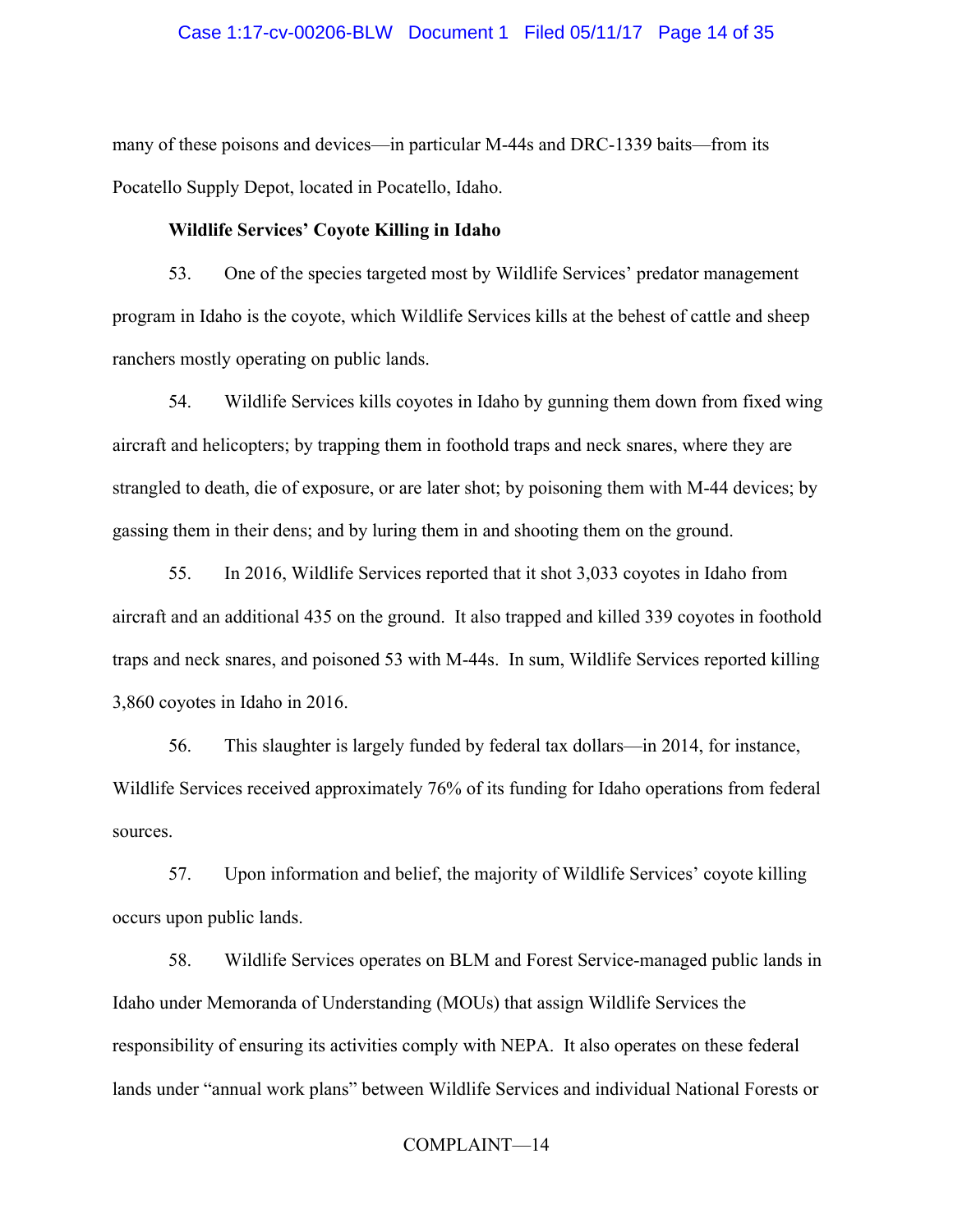many of these poisons and devices—in particular M-44s and DRC-1339 baits—from its Pocatello Supply Depot, located in Pocatello, Idaho.

**Wildlife Services' Coyote Killing in Idaho**

53. One of the species targeted most by Wildlife Services' predator management program in Idaho is the coyote, which Wildlife Services kills at the behest of cattle and sheep ranchers mostly operating on public lands.

54. Wildlife Services kills coyotes in Idaho by gunning them down from fixed wing aircraft and helicopters; by trapping them in foothold traps and neck snares, where they are strangled to death, die of exposure, or are later shot; by poisoning them with M-44 devices; by gassing them in their dens; and by luring them in and shooting them on the ground.

55. In 2016, Wildlife Services reported that it shot 3,033 coyotes in Idaho from aircraft and an additional 435 on the ground. It also trapped and killed 339 coyotes in foothold traps and neck snares, and poisoned 53 with M-44s. In sum, Wildlife Services reported killing 3,860 coyotes in Idaho in 2016.

56. This slaughter is largely funded by federal tax dollars—in 2014, for instance, Wildlife Services received approximately 76% of its funding for Idaho operations from federal sources.

57. Upon information and belief, the majority of Wildlife Services' coyote killing occurs upon public lands.

58. Wildlife Services operates on BLM and Forest Service-managed public lands in Idaho under Memoranda of Understanding (MOUs) that assign Wildlife Services the responsibility of ensuring its activities comply with NEPA. It also operates on these federal lands under "annual work plans" between Wildlife Services and individual National Forests or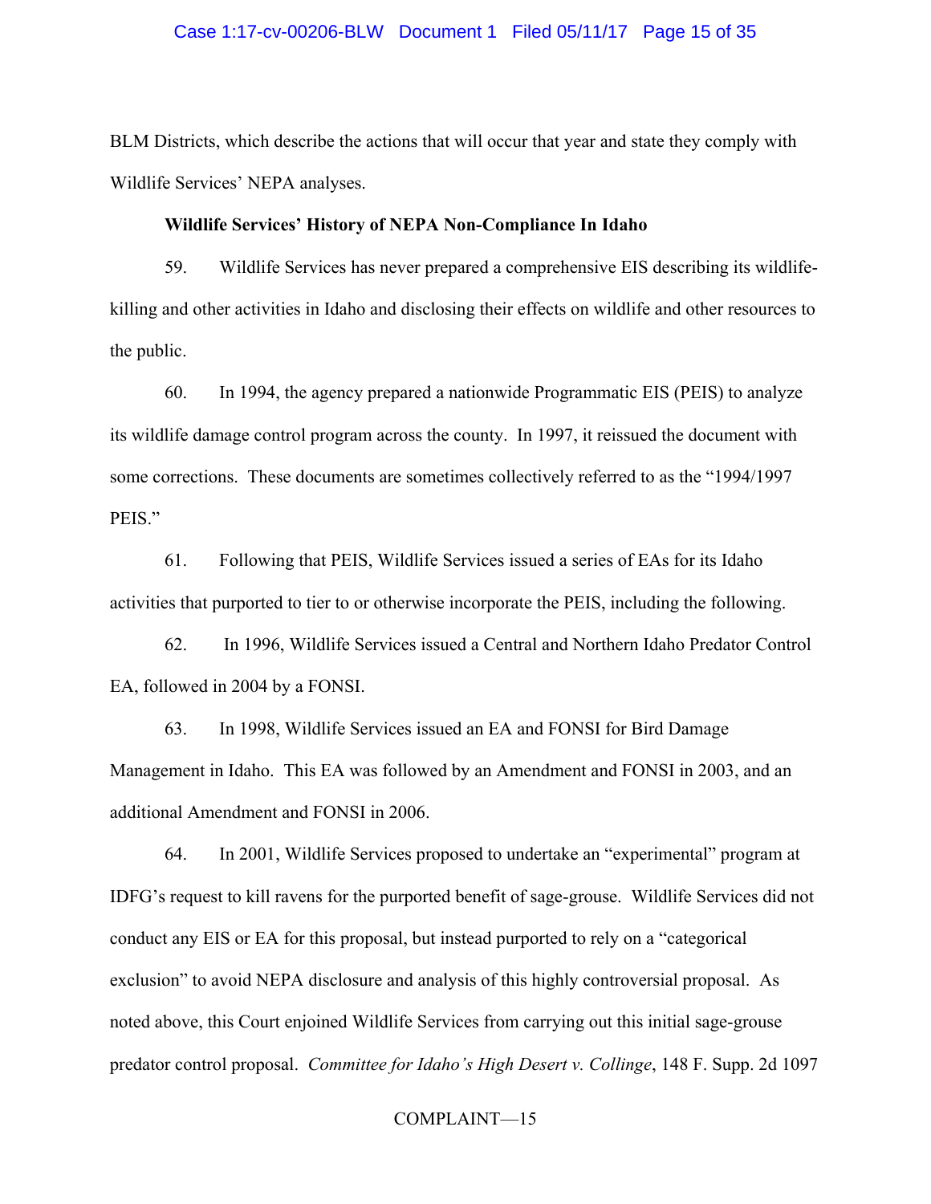BLM Districts, which describe the actions that will occur that year and state they comply with Wildlife Services' NEPA analyses.

**Wildlife Services' History of NEPA Non-Compliance In Idaho**

59. Wildlife Services has never prepared a comprehensive EIS describing its wildlife-killing and other activities in Idaho and disclosing their effects on wildlife and other resources to the public.

60. In 1994, the agency prepared a nationwide Programmatic EIS (PEIS) to analyze its wildlife damage control program across the county. In 1997, it reissued the document with some corrections. These documents are sometimes collectively referred to as the "1994/1997 PEIS."

61. Following that PEIS, Wildlife Services issued a series of EAs for its Idaho activities that purported to tier to or otherwise incorporate the PEIS, including the following.

62. In 1996, Wildlife Services issued a Central and Northern Idaho Predator Control EA, followed in 2004 by a FONSI.

63. In 1998, Wildlife Services issued an EA and FONSI for Bird Damage Management in Idaho. This EA was followed by an Amendment and FONSI in 2003, and an additional Amendment and FONSI in 2006.

64. In 2001, Wildlife Services proposed to undertake an "experimental" program at IDFG's request to kill ravens for the purported benefit of sage-grouse. Wildlife Services did not conduct any EIS or EA for this proposal, but instead purported to rely on a "categorical exclusion" to avoid NEPA disclosure and analysis of this highly controversial proposal. As noted above, this Court enjoined Wildlife Services from carrying out this initial sage-grouse predator control proposal. *Committee for Idaho's High Desert v. Collinge*, 148 F. Supp. 2d 1097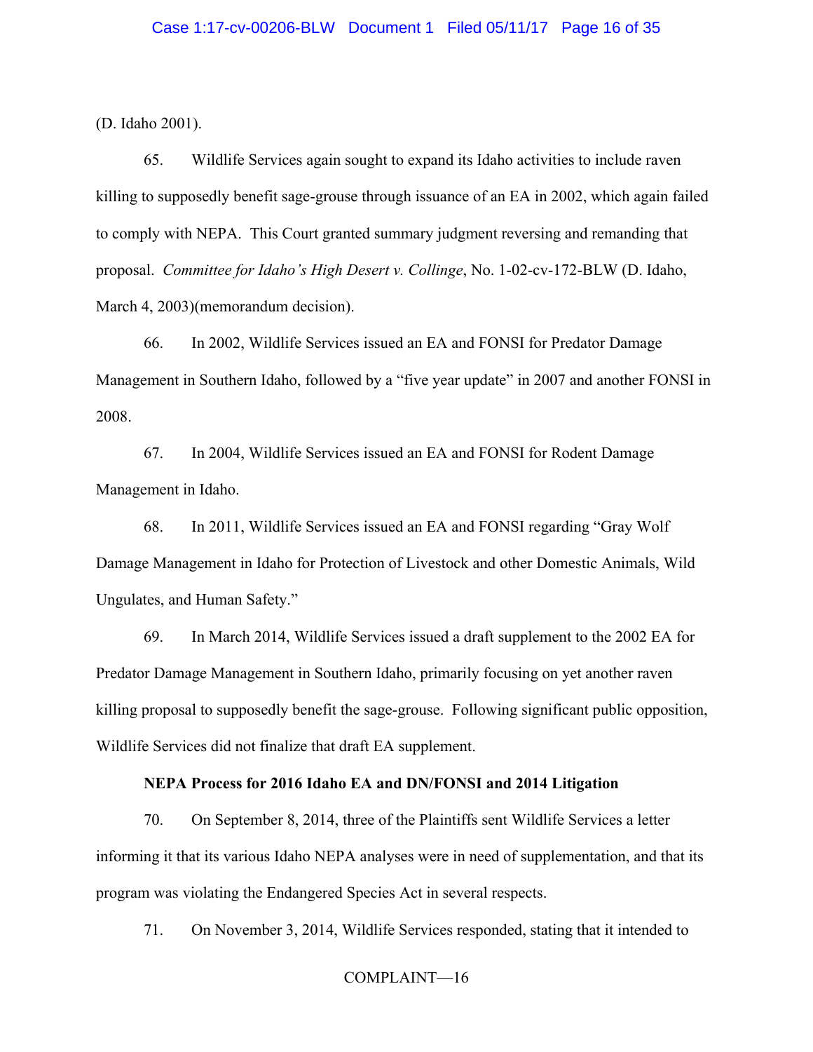(D. Idaho 2001).

65. Wildlife Services again sought to expand its Idaho activities to include raven killing to supposedly benefit sage-grouse through issuance of an EA in 2002, which again failed to comply with NEPA. This Court granted summary judgment reversing and remanding that proposal. *Committee for Idaho's High Desert v. Collinge*, No. 1-02-cv-172-BLW (D. Idaho, March 4, 2003)(memorandum decision).

66. In 2002, Wildlife Services issued an EA and FONSI for Predator Damage Management in Southern Idaho, followed by a "five year update" in 2007 and another FONSI in 2008.

67. In 2004, Wildlife Services issued an EA and FONSI for Rodent Damage Management in Idaho.

68. In 2011, Wildlife Services issued an EA and FONSI regarding "Gray Wolf Damage Management in Idaho for Protection of Livestock and other Domestic Animals, Wild Ungulates, and Human Safety."

69. In March 2014, Wildlife Services issued a draft supplement to the 2002 EA for Predator Damage Management in Southern Idaho, primarily focusing on yet another raven killing proposal to supposedly benefit the sage-grouse. Following significant public opposition, Wildlife Services did not finalize that draft EA supplement.

**NEPA Process for 2016 Idaho EA and DN/FONSI and 2014 Litigation**

70. On September 8, 2014, three of the Plaintiffs sent Wildlife Services a letter informing it that its various Idaho NEPA analyses were in need of supplementation, and that its program was violating the Endangered Species Act in several respects.

71. On November 3, 2014, Wildlife Services responded, stating that it intended to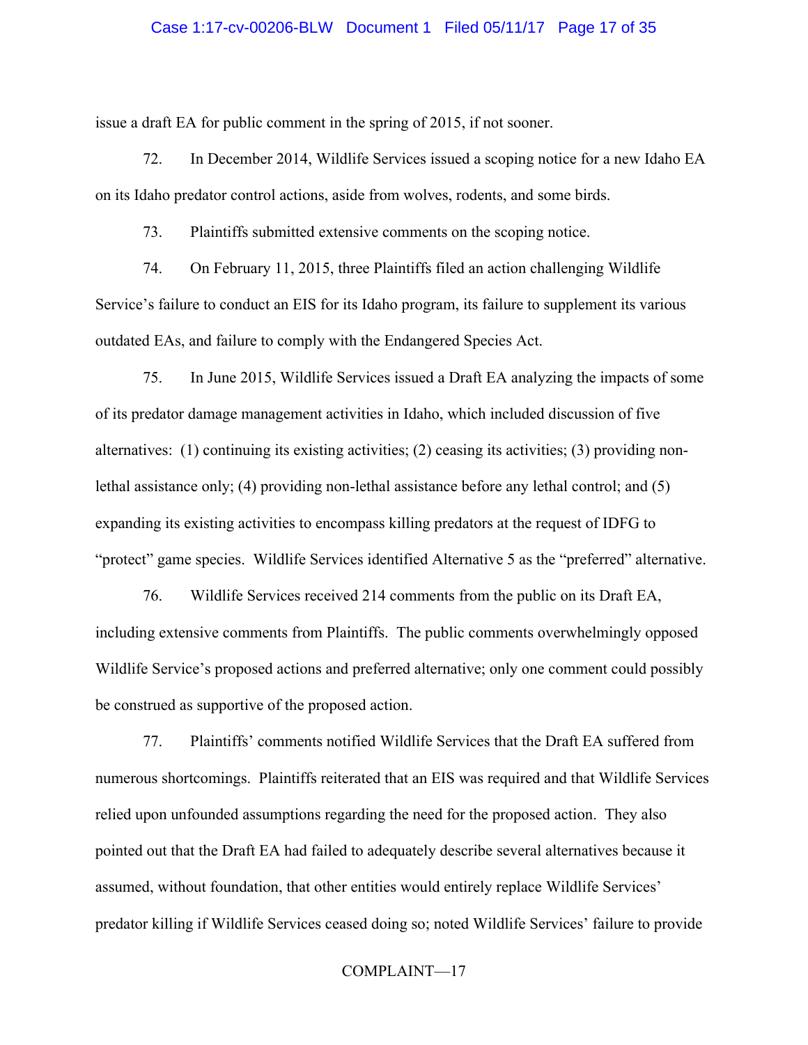issue a draft EA for public comment in the spring of 2015, if not sooner.

72. In December 2014, Wildlife Services issued a scoping notice for a new Idaho EA on its Idaho predator control actions, aside from wolves, rodents, and some birds.

73. Plaintiffs submitted extensive comments on the scoping notice.

74. On February 11, 2015, three Plaintiffs filed an action challenging Wildlife Service's failure to conduct an EIS for its Idaho program, its failure to supplement its various outdated EAs, and failure to comply with the Endangered Species Act.

75. In June 2015, Wildlife Services issued a Draft EA analyzing the impacts of some of its predator damage management activities in Idaho, which included discussion of five alternatives: (1) continuing its existing activities; (2) ceasing its activities; (3) providing non-lethal assistance only; (4) providing non-lethal assistance before any lethal control; and (5) expanding its existing activities to encompass killing predators at the request of IDFG to "protect" game species. Wildlife Services identified Alternative 5 as the "preferred" alternative.

76. Wildlife Services received 214 comments from the public on its Draft EA, including extensive comments from Plaintiffs. The public comments overwhelmingly opposed Wildlife Service's proposed actions and preferred alternative; only one comment could possibly be construed as supportive of the proposed action.

77. Plaintiffs' comments notified Wildlife Services that the Draft EA suffered from numerous shortcomings. Plaintiffs reiterated that an EIS was required and that Wildlife Services relied upon unfounded assumptions regarding the need for the proposed action. They also pointed out that the Draft EA had failed to adequately describe several alternatives because it assumed, without foundation, that other entities would entirely replace Wildlife Services' predator killing if Wildlife Services ceased doing so; noted Wildlife Services' failure to provide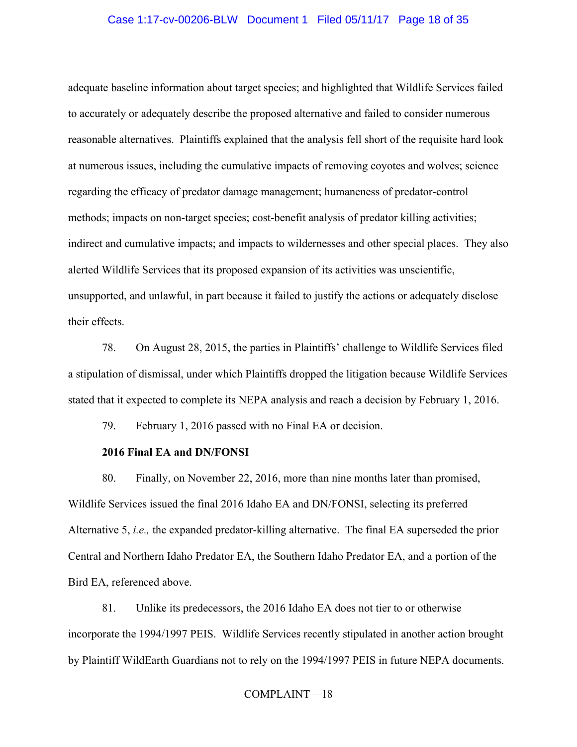adequate baseline information about target species; and highlighted that Wildlife Services failed to accurately or adequately describe the proposed alternative and failed to consider numerous reasonable alternatives. Plaintiffs explained that the analysis fell short of the requisite hard look at numerous issues, including the cumulative impacts of removing coyotes and wolves; science regarding the efficacy of predator damage management; humaneness of predator-control methods; impacts on non-target species; cost-benefit analysis of predator killing activities; indirect and cumulative impacts; and impacts to wildernesses and other special places. They also alerted Wildlife Services that its proposed expansion of its activities was unscientific, unsupported, and unlawful, in part because it failed to justify the actions or adequately disclose their effects.

78. On August 28, 2015, the parties in Plaintiffs' challenge to Wildlife Services filed a stipulation of dismissal, under which Plaintiffs dropped the litigation because Wildlife Services stated that it expected to complete its NEPA analysis and reach a decision by February 1, 2016.

79. February 1, 2016 passed with no Final EA or decision.

**2016 Final EA and DN/FONSI**

80. Finally, on November 22, 2016, more than nine months later than promised, Wildlife Services issued the final 2016 Idaho EA and DN/FONSI, selecting its preferred Alternative 5, *i.e.,* the expanded predator-killing alternative. The final EA superseded the prior Central and Northern Idaho Predator EA, the Southern Idaho Predator EA, and a portion of the Bird EA, referenced above.

81. Unlike its predecessors, the 2016 Idaho EA does not tier to or otherwise incorporate the 1994/1997 PEIS. Wildlife Services recently stipulated in another action brought by Plaintiff WildEarth Guardians not to rely on the 1994/1997 PEIS in future NEPA documents.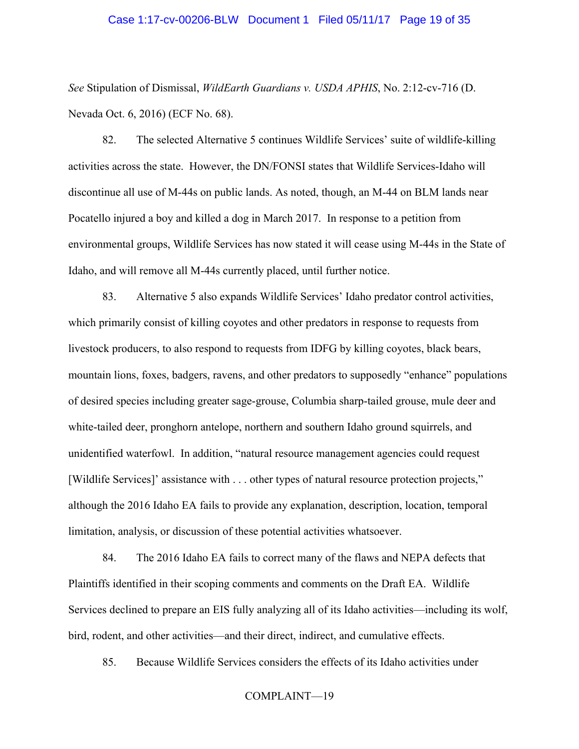*See* Stipulation of Dismissal, *WildEarth Guardians v. USDA APHIS*, No. 2:12-cv-716 (D. Nevada Oct. 6, 2016) (ECF No. 68).

82. The selected Alternative 5 continues Wildlife Services' suite of wildlife-killing activities across the state. However, the DN/FONSI states that Wildlife Services-Idaho will discontinue all use of M-44s on public lands. As noted, though, an M-44 on BLM lands near Pocatello injured a boy and killed a dog in March 2017. In response to a petition from environmental groups, Wildlife Services has now stated it will cease using M-44s in the State of Idaho, and will remove all M-44s currently placed, until further notice.

83. Alternative 5 also expands Wildlife Services' Idaho predator control activities, which primarily consist of killing coyotes and other predators in response to requests from livestock producers, to also respond to requests from IDFG by killing coyotes, black bears, mountain lions, foxes, badgers, ravens, and other predators to supposedly "enhance" populations of desired species including greater sage-grouse, Columbia sharp-tailed grouse, mule deer and white-tailed deer, pronghorn antelope, northern and southern Idaho ground squirrels, and unidentified waterfowl. In addition, "natural resource management agencies could request [Wildlife Services]' assistance with . . . other types of natural resource protection projects," although the 2016 Idaho EA fails to provide any explanation, description, location, temporal limitation, analysis, or discussion of these potential activities whatsoever.

84. The 2016 Idaho EA fails to correct many of the flaws and NEPA defects that Plaintiffs identified in their scoping comments and comments on the Draft EA. Wildlife Services declined to prepare an EIS fully analyzing all of its Idaho activities—including its wolf, bird, rodent, and other activities—and their direct, indirect, and cumulative effects.

85. Because Wildlife Services considers the effects of its Idaho activities under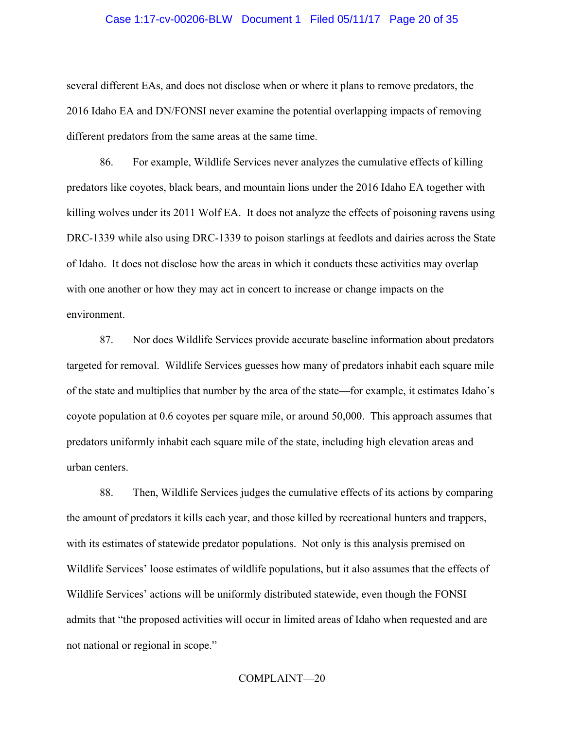several different EAs, and does not disclose when or where it plans to remove predators, the 2016 Idaho EA and DN/FONSI never examine the potential overlapping impacts of removing different predators from the same areas at the same time.

86. For example, Wildlife Services never analyzes the cumulative effects of killing predators like coyotes, black bears, and mountain lions under the 2016 Idaho EA together with killing wolves under its 2011 Wolf EA. It does not analyze the effects of poisoning ravens using DRC-1339 while also using DRC-1339 to poison starlings at feedlots and dairies across the State of Idaho. It does not disclose how the areas in which it conducts these activities may overlap with one another or how they may act in concert to increase or change impacts on the environment.

87. Nor does Wildlife Services provide accurate baseline information about predators targeted for removal. Wildlife Services guesses how many of predators inhabit each square mile of the state and multiplies that number by the area of the state—for example, it estimates Idaho's coyote population at 0.6 coyotes per square mile, or around 50,000. This approach assumes that predators uniformly inhabit each square mile of the state, including high elevation areas and urban centers.

88. Then, Wildlife Services judges the cumulative effects of its actions by comparing the amount of predators it kills each year, and those killed by recreational hunters and trappers, with its estimates of statewide predator populations. Not only is this analysis premised on Wildlife Services' loose estimates of wildlife populations, but it also assumes that the effects of Wildlife Services' actions will be uniformly distributed statewide, even though the FONSI admits that "the proposed activities will occur in limited areas of Idaho when requested and are not national or regional in scope."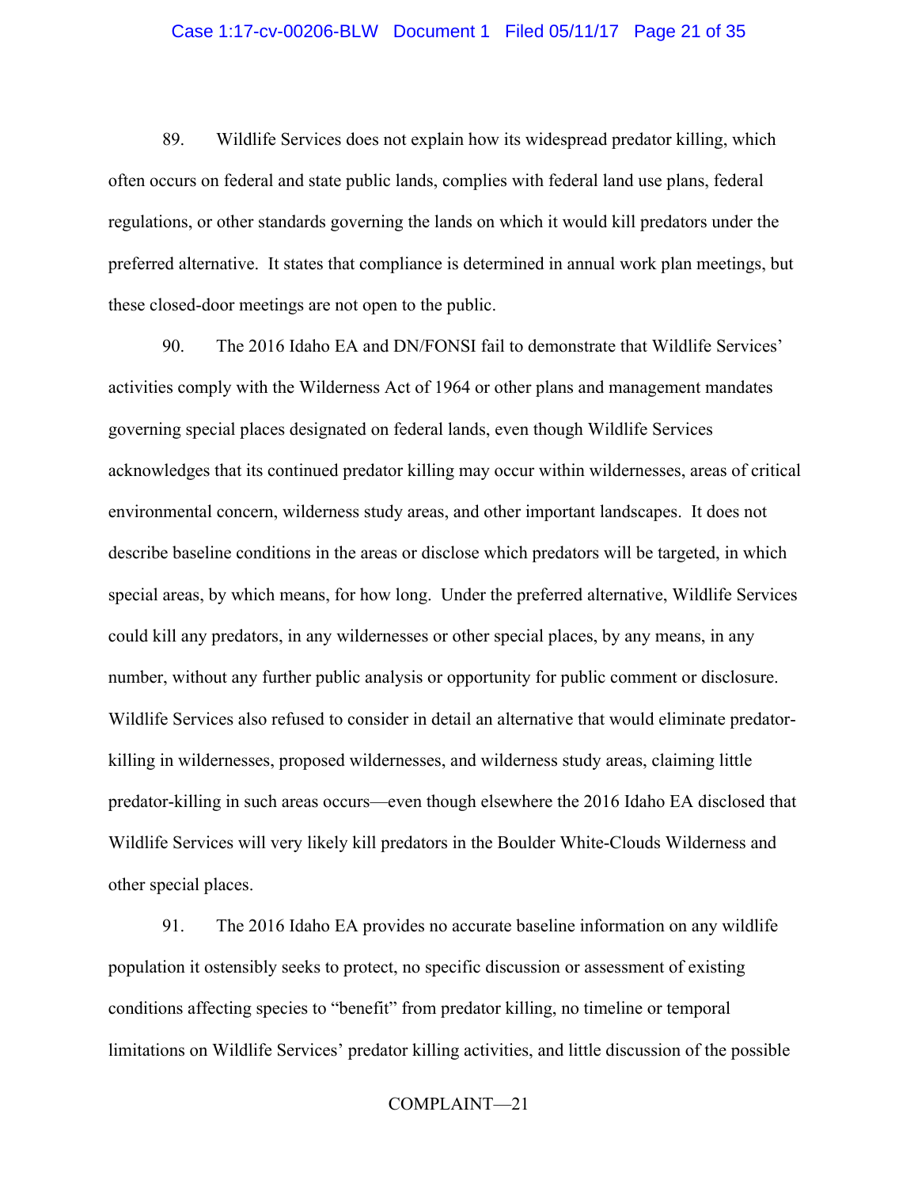89. Wildlife Services does not explain how its widespread predator killing, which often occurs on federal and state public lands, complies with federal land use plans, federal regulations, or other standards governing the lands on which it would kill predators under the preferred alternative. It states that compliance is determined in annual work plan meetings, but these closed-door meetings are not open to the public.

90. The 2016 Idaho EA and DN/FONSI fail to demonstrate that Wildlife Services' activities comply with the Wilderness Act of 1964 or other plans and management mandates governing special places designated on federal lands, even though Wildlife Services acknowledges that its continued predator killing may occur within wildernesses, areas of critical environmental concern, wilderness study areas, and other important landscapes. It does not describe baseline conditions in the areas or disclose which predators will be targeted, in which special areas, by which means, for how long. Under the preferred alternative, Wildlife Services could kill any predators, in any wildernesses or other special places, by any means, in any number, without any further public analysis or opportunity for public comment or disclosure. Wildlife Services also refused to consider in detail an alternative that would eliminate predator-killing in wildernesses, proposed wildernesses, and wilderness study areas, claiming little predator-killing in such areas occurs—even though elsewhere the 2016 Idaho EA disclosed that Wildlife Services will very likely kill predators in the Boulder White-Clouds Wilderness and other special places.

91. The 2016 Idaho EA provides no accurate baseline information on any wildlife population it ostensibly seeks to protect, no specific discussion or assessment of existing conditions affecting species to "benefit" from predator killing, no timeline or temporal limitations on Wildlife Services' predator killing activities, and little discussion of the possible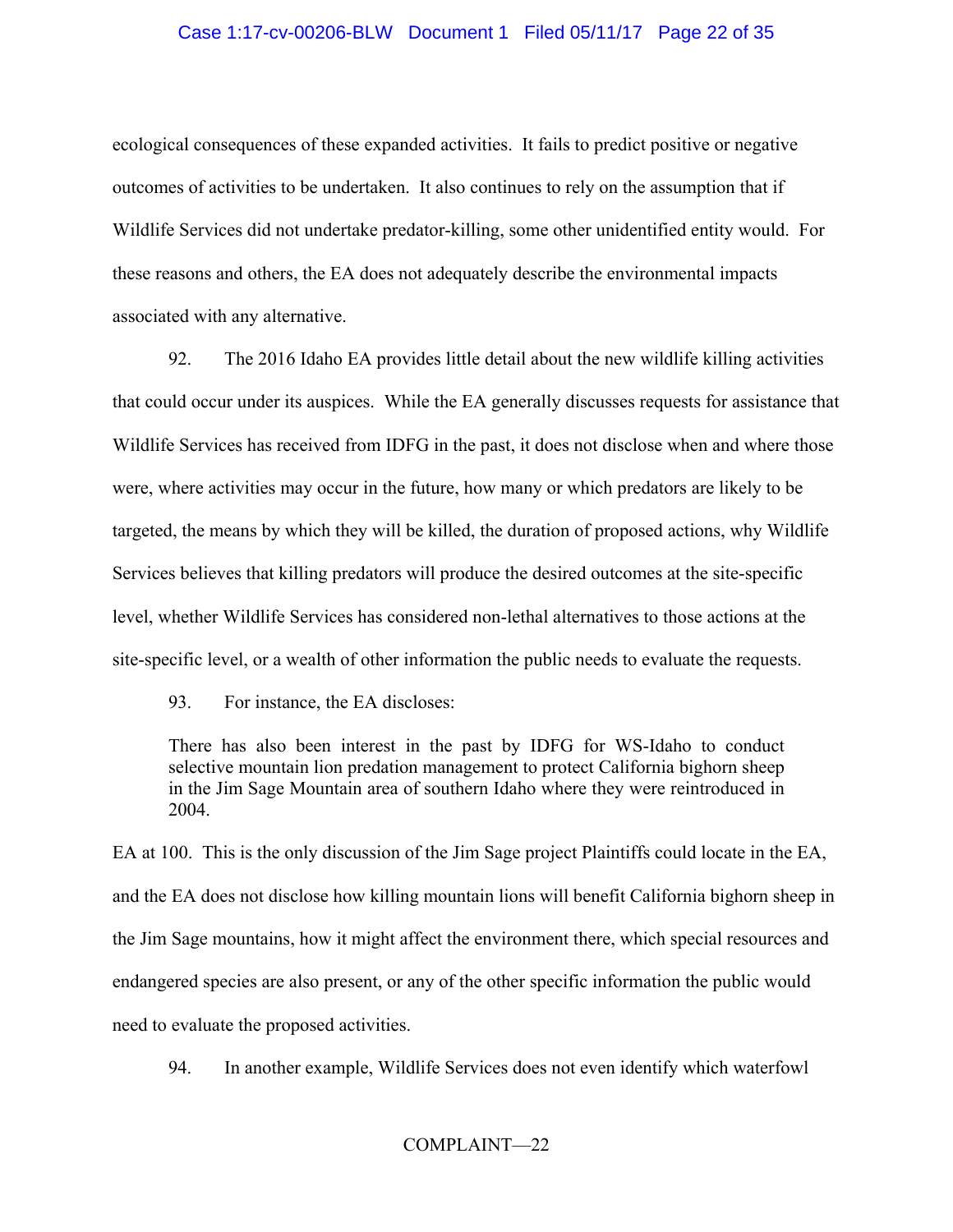ecological consequences of these expanded activities. It fails to predict positive or negative outcomes of activities to be undertaken. It also continues to rely on the assumption that if Wildlife Services did not undertake predator-killing, some other unidentified entity would. For these reasons and others, the EA does not adequately describe the environmental impacts associated with any alternative.

92. The 2016 Idaho EA provides little detail about the new wildlife killing activities that could occur under its auspices. While the EA generally discusses requests for assistance that Wildlife Services has received from IDFG in the past, it does not disclose when and where those were, where activities may occur in the future, how many or which predators are likely to be targeted, the means by which they will be killed, the duration of proposed actions, why Wildlife Services believes that killing predators will produce the desired outcomes at the site-specific level, whether Wildlife Services has considered non-lethal alternatives to those actions at the site-specific level, or a wealth of other information the public needs to evaluate the requests.

93. For instance, the EA discloses:

> There has also been interest in the past by IDFG for WS-Idaho to conduct selective mountain lion predation management to protect California bighorn sheep in the Jim Sage Mountain area of southern Idaho where they were reintroduced in 2004.

EA at 100. This is the only discussion of the Jim Sage project Plaintiffs could locate in the EA, and the EA does not disclose how killing mountain lions will benefit California bighorn sheep in the Jim Sage mountains, how it might affect the environment there, which special resources and endangered species are also present, or any of the other specific information the public would need to evaluate the proposed activities.

94. In another example, Wildlife Services does not even identify which waterfowl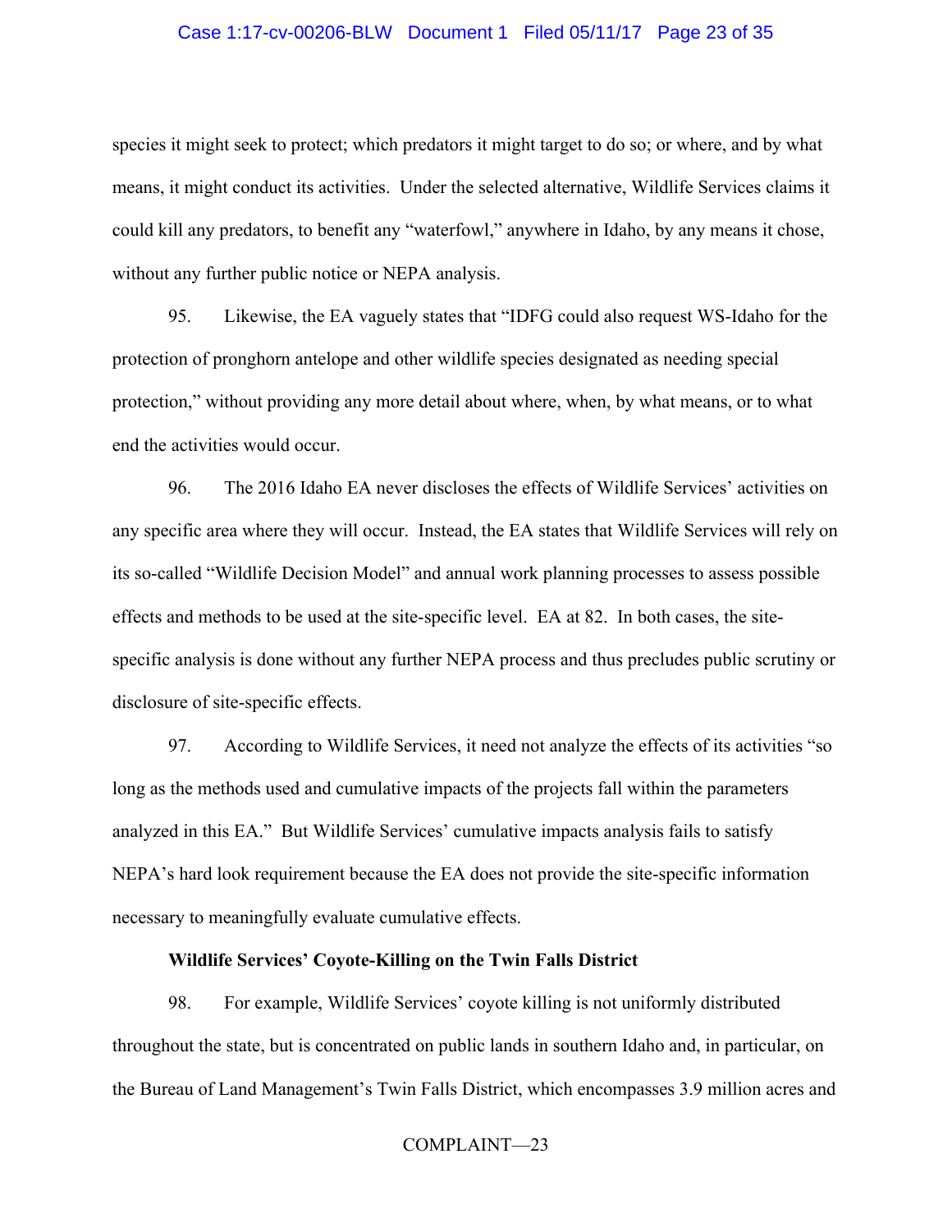species it might seek to protect; which predators it might target to do so; or where, and by what means, it might conduct its activities. Under the selected alternative, Wildlife Services claims it could kill any predators, to benefit any "waterfowl," anywhere in Idaho, by any means it chose, without any further public notice or NEPA analysis.

95. Likewise, the EA vaguely states that "IDFG could also request WS-Idaho for the protection of pronghorn antelope and other wildlife species designated as needing special protection," without providing any more detail about where, when, by what means, or to what end the activities would occur.

96. The 2016 Idaho EA never discloses the effects of Wildlife Services' activities on any specific area where they will occur. Instead, the EA states that Wildlife Services will rely on its so-called "Wildlife Decision Model" and annual work planning processes to assess possible effects and methods to be used at the site-specific level. EA at 82. In both cases, the site-specific analysis is done without any further NEPA process and thus precludes public scrutiny or disclosure of site-specific effects.

97. According to Wildlife Services, it need not analyze the effects of its activities "so long as the methods used and cumulative impacts of the projects fall within the parameters analyzed in this EA." But Wildlife Services' cumulative impacts analysis fails to satisfy NEPA's hard look requirement because the EA does not provide the site-specific information necessary to meaningfully evaluate cumulative effects.

**Wildlife Services' Coyote-Killing on the Twin Falls District**

98. For example, Wildlife Services' coyote killing is not uniformly distributed throughout the state, but is concentrated on public lands in southern Idaho and, in particular, on the Bureau of Land Management's Twin Falls District, which encompasses 3.9 million acres and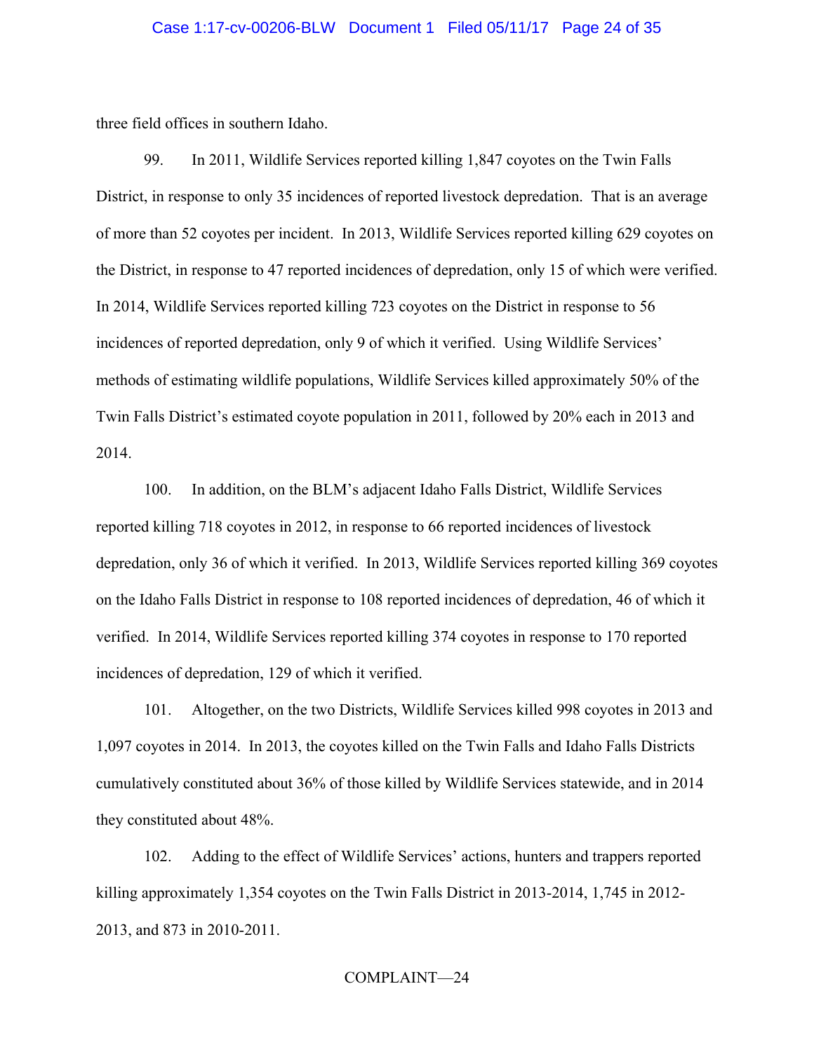three field offices in southern Idaho.

99. In 2011, Wildlife Services reported killing 1,847 coyotes on the Twin Falls District, in response to only 35 incidences of reported livestock depredation. That is an average of more than 52 coyotes per incident. In 2013, Wildlife Services reported killing 629 coyotes on the District, in response to 47 reported incidences of depredation, only 15 of which were verified. In 2014, Wildlife Services reported killing 723 coyotes on the District in response to 56 incidences of reported depredation, only 9 of which it verified. Using Wildlife Services' methods of estimating wildlife populations, Wildlife Services killed approximately 50% of the Twin Falls District's estimated coyote population in 2011, followed by 20% each in 2013 and 2014.

100. In addition, on the BLM's adjacent Idaho Falls District, Wildlife Services reported killing 718 coyotes in 2012, in response to 66 reported incidences of livestock depredation, only 36 of which it verified. In 2013, Wildlife Services reported killing 369 coyotes on the Idaho Falls District in response to 108 reported incidences of depredation, 46 of which it verified. In 2014, Wildlife Services reported killing 374 coyotes in response to 170 reported incidences of depredation, 129 of which it verified.

101. Altogether, on the two Districts, Wildlife Services killed 998 coyotes in 2013 and 1,097 coyotes in 2014. In 2013, the coyotes killed on the Twin Falls and Idaho Falls Districts cumulatively constituted about 36% of those killed by Wildlife Services statewide, and in 2014 they constituted about 48%.

102. Adding to the effect of Wildlife Services' actions, hunters and trappers reported killing approximately 1,354 coyotes on the Twin Falls District in 2013-2014, 1,745 in 2012-2013, and 873 in 2010-2011.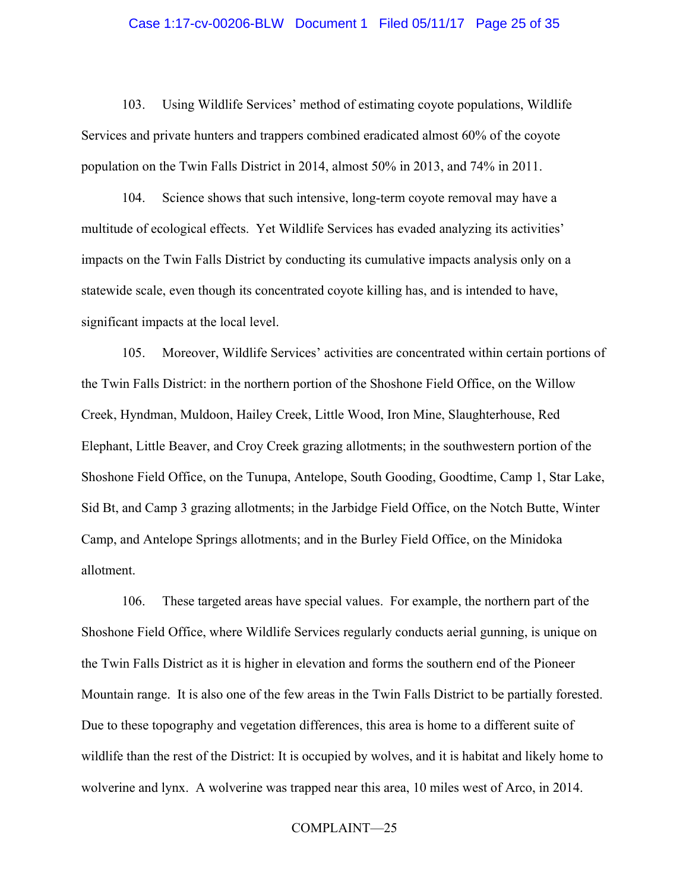103. Using Wildlife Services' method of estimating coyote populations, Wildlife Services and private hunters and trappers combined eradicated almost 60% of the coyote population on the Twin Falls District in 2014, almost 50% in 2013, and 74% in 2011.

104. Science shows that such intensive, long-term coyote removal may have a multitude of ecological effects. Yet Wildlife Services has evaded analyzing its activities' impacts on the Twin Falls District by conducting its cumulative impacts analysis only on a statewide scale, even though its concentrated coyote killing has, and is intended to have, significant impacts at the local level.

105. Moreover, Wildlife Services' activities are concentrated within certain portions of the Twin Falls District: in the northern portion of the Shoshone Field Office, on the Willow Creek, Hyndman, Muldoon, Hailey Creek, Little Wood, Iron Mine, Slaughterhouse, Red Elephant, Little Beaver, and Croy Creek grazing allotments; in the southwestern portion of the Shoshone Field Office, on the Tunupa, Antelope, South Gooding, Goodtime, Camp 1, Star Lake, Sid Bt, and Camp 3 grazing allotments; in the Jarbidge Field Office, on the Notch Butte, Winter Camp, and Antelope Springs allotments; and in the Burley Field Office, on the Minidoka allotment.

106. These targeted areas have special values. For example, the northern part of the Shoshone Field Office, where Wildlife Services regularly conducts aerial gunning, is unique on the Twin Falls District as it is higher in elevation and forms the southern end of the Pioneer Mountain range. It is also one of the few areas in the Twin Falls District to be partially forested. Due to these topography and vegetation differences, this area is home to a different suite of wildlife than the rest of the District: It is occupied by wolves, and it is habitat and likely home to wolverine and lynx. A wolverine was trapped near this area, 10 miles west of Arco, in 2014.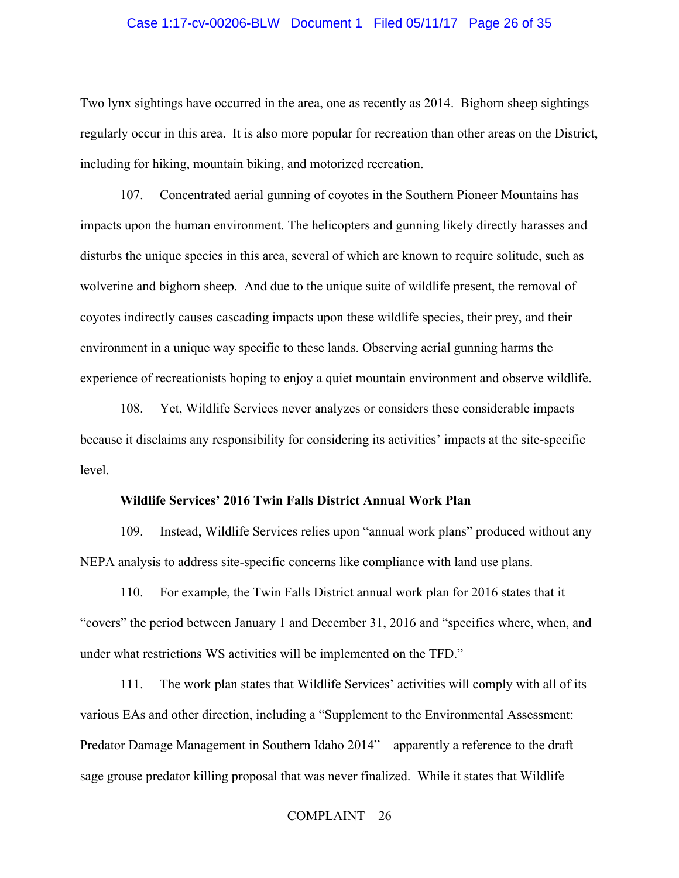Two lynx sightings have occurred in the area, one as recently as 2014. Bighorn sheep sightings regularly occur in this area. It is also more popular for recreation than other areas on the District, including for hiking, mountain biking, and motorized recreation.

107. Concentrated aerial gunning of coyotes in the Southern Pioneer Mountains has impacts upon the human environment. The helicopters and gunning likely directly harasses and disturbs the unique species in this area, several of which are known to require solitude, such as wolverine and bighorn sheep. And due to the unique suite of wildlife present, the removal of coyotes indirectly causes cascading impacts upon these wildlife species, their prey, and their environment in a unique way specific to these lands. Observing aerial gunning harms the experience of recreationists hoping to enjoy a quiet mountain environment and observe wildlife.

108. Yet, Wildlife Services never analyzes or considers these considerable impacts because it disclaims any responsibility for considering its activities' impacts at the site-specific level.

**Wildlife Services' 2016 Twin Falls District Annual Work Plan**

109. Instead, Wildlife Services relies upon "annual work plans" produced without any NEPA analysis to address site-specific concerns like compliance with land use plans.

110. For example, the Twin Falls District annual work plan for 2016 states that it "covers" the period between January 1 and December 31, 2016 and "specifies where, when, and under what restrictions WS activities will be implemented on the TFD."

111. The work plan states that Wildlife Services' activities will comply with all of its various EAs and other direction, including a "Supplement to the Environmental Assessment: Predator Damage Management in Southern Idaho 2014"—apparently a reference to the draft sage grouse predator killing proposal that was never finalized. While it states that Wildlife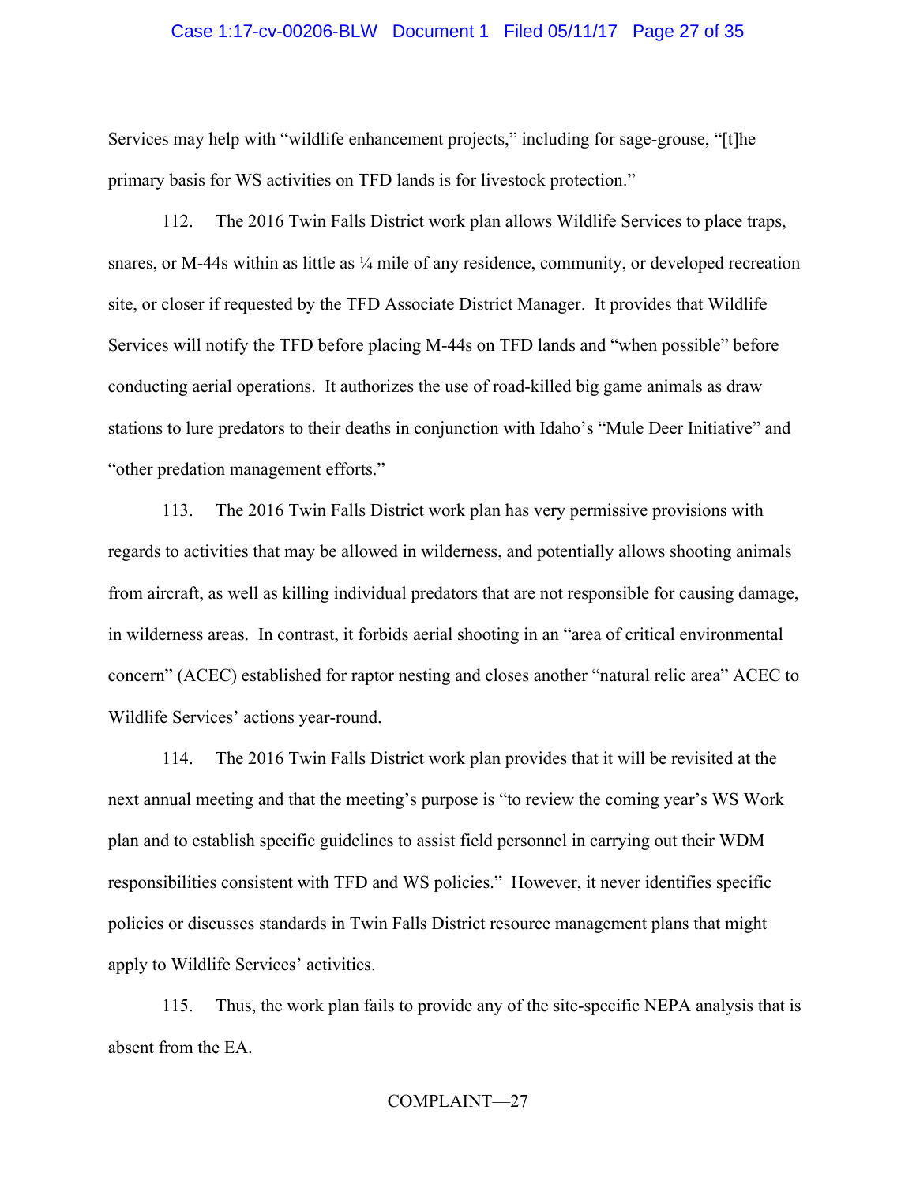Services may help with "wildlife enhancement projects," including for sage-grouse, "[t]he primary basis for WS activities on TFD lands is for livestock protection."

112. The 2016 Twin Falls District work plan allows Wildlife Services to place traps, snares, or M-44s within as little as ¼ mile of any residence, community, or developed recreation site, or closer if requested by the TFD Associate District Manager. It provides that Wildlife Services will notify the TFD before placing M-44s on TFD lands and "when possible" before conducting aerial operations. It authorizes the use of road-killed big game animals as draw stations to lure predators to their deaths in conjunction with Idaho's "Mule Deer Initiative" and "other predation management efforts."

113. The 2016 Twin Falls District work plan has very permissive provisions with regards to activities that may be allowed in wilderness, and potentially allows shooting animals from aircraft, as well as killing individual predators that are not responsible for causing damage, in wilderness areas. In contrast, it forbids aerial shooting in an "area of critical environmental concern" (ACEC) established for raptor nesting and closes another "natural relic area" ACEC to Wildlife Services' actions year-round.

114. The 2016 Twin Falls District work plan provides that it will be revisited at the next annual meeting and that the meeting's purpose is "to review the coming year's WS Work plan and to establish specific guidelines to assist field personnel in carrying out their WDM responsibilities consistent with TFD and WS policies." However, it never identifies specific policies or discusses standards in Twin Falls District resource management plans that might apply to Wildlife Services' activities.

115. Thus, the work plan fails to provide any of the site-specific NEPA analysis that is absent from the EA.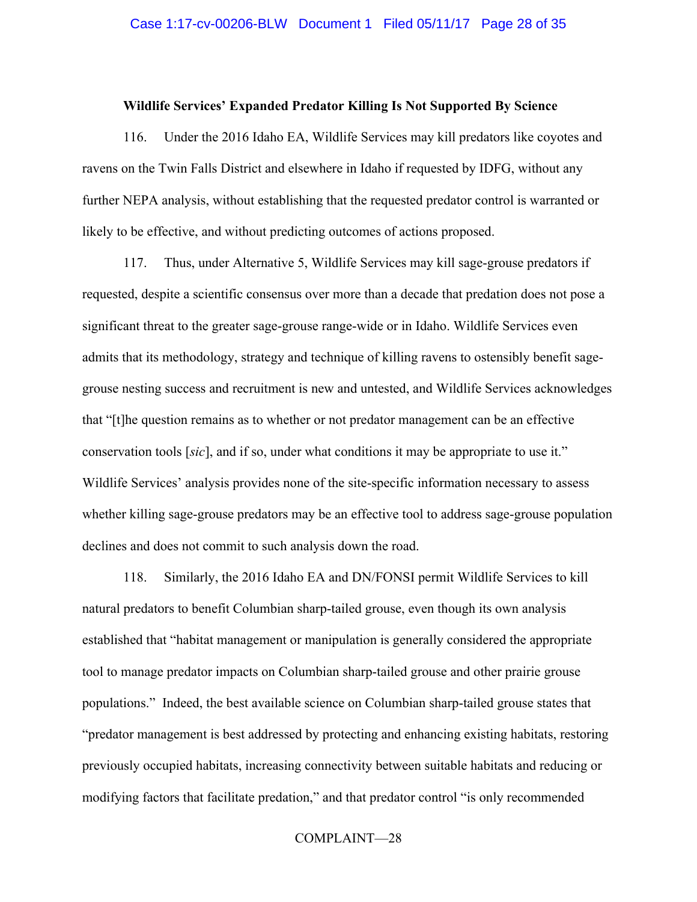**Wildlife Services' Expanded Predator Killing Is Not Supported By Science**

116. Under the 2016 Idaho EA, Wildlife Services may kill predators like coyotes and ravens on the Twin Falls District and elsewhere in Idaho if requested by IDFG, without any further NEPA analysis, without establishing that the requested predator control is warranted or likely to be effective, and without predicting outcomes of actions proposed.

117. Thus, under Alternative 5, Wildlife Services may kill sage-grouse predators if requested, despite a scientific consensus over more than a decade that predation does not pose a significant threat to the greater sage-grouse range-wide or in Idaho. Wildlife Services even admits that its methodology, strategy and technique of killing ravens to ostensibly benefit sage-grouse nesting success and recruitment is new and untested, and Wildlife Services acknowledges that "[t]he question remains as to whether or not predator management can be an effective conservation tools [*sic*], and if so, under what conditions it may be appropriate to use it." Wildlife Services' analysis provides none of the site-specific information necessary to assess whether killing sage-grouse predators may be an effective tool to address sage-grouse population declines and does not commit to such analysis down the road.

118. Similarly, the 2016 Idaho EA and DN/FONSI permit Wildlife Services to kill natural predators to benefit Columbian sharp-tailed grouse, even though its own analysis established that "habitat management or manipulation is generally considered the appropriate tool to manage predator impacts on Columbian sharp-tailed grouse and other prairie grouse populations." Indeed, the best available science on Columbian sharp-tailed grouse states that "predator management is best addressed by protecting and enhancing existing habitats, restoring previously occupied habitats, increasing connectivity between suitable habitats and reducing or modifying factors that facilitate predation," and that predator control "is only recommended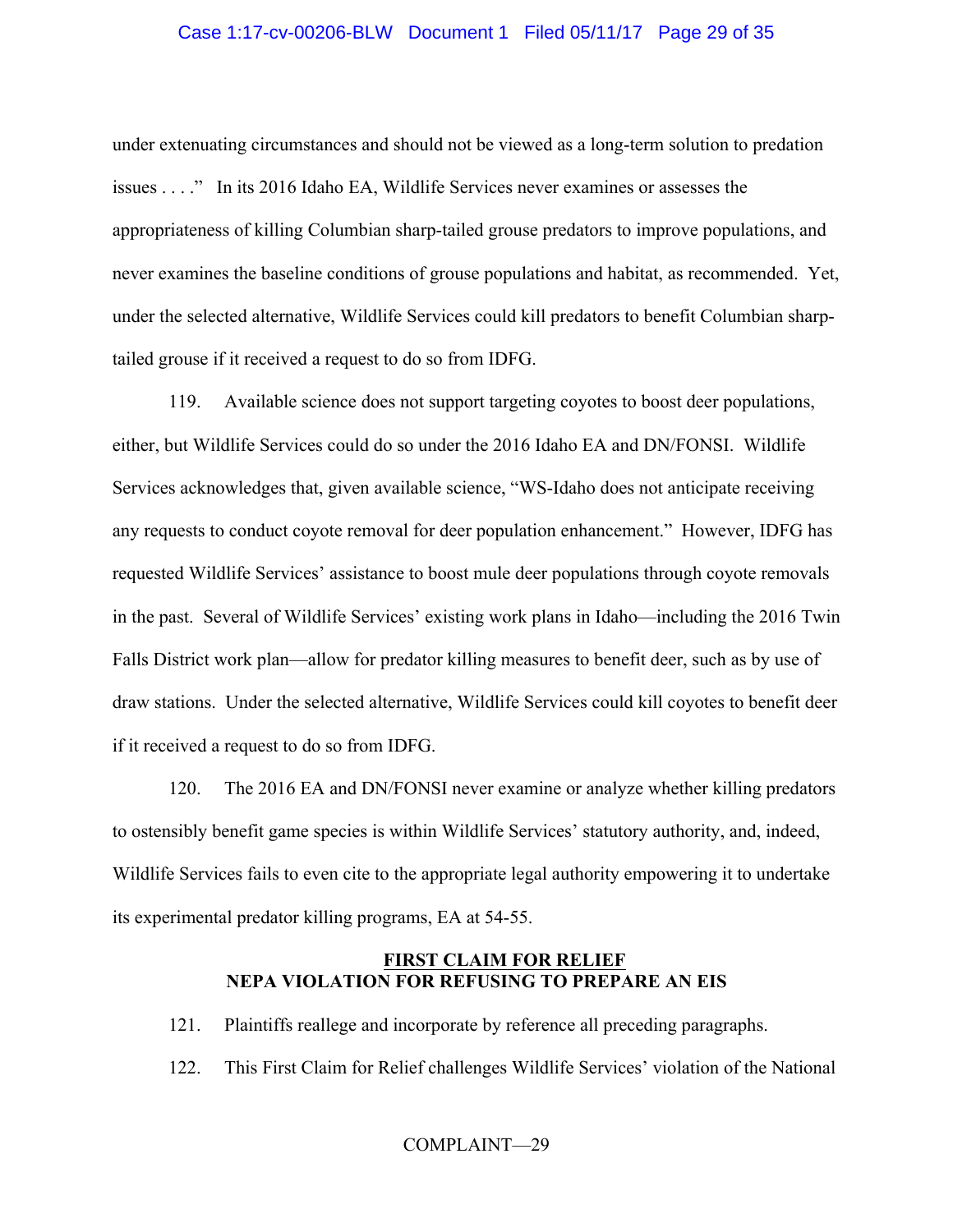under extenuating circumstances and should not be viewed as a long-term solution to predation issues . . . ." In its 2016 Idaho EA, Wildlife Services never examines or assesses the appropriateness of killing Columbian sharp-tailed grouse predators to improve populations, and never examines the baseline conditions of grouse populations and habitat, as recommended. Yet, under the selected alternative, Wildlife Services could kill predators to benefit Columbian sharp-tailed grouse if it received a request to do so from IDFG.

119. Available science does not support targeting coyotes to boost deer populations, either, but Wildlife Services could do so under the 2016 Idaho EA and DN/FONSI. Wildlife Services acknowledges that, given available science, "WS-Idaho does not anticipate receiving any requests to conduct coyote removal for deer population enhancement." However, IDFG has requested Wildlife Services' assistance to boost mule deer populations through coyote removals in the past. Several of Wildlife Services' existing work plans in Idaho—including the 2016 Twin Falls District work plan—allow for predator killing measures to benefit deer, such as by use of draw stations. Under the selected alternative, Wildlife Services could kill coyotes to benefit deer if it received a request to do so from IDFG.

120. The 2016 EA and DN/FONSI never examine or analyze whether killing predators to ostensibly benefit game species is within Wildlife Services' statutory authority, and, indeed, Wildlife Services fails to even cite to the appropriate legal authority empowering it to undertake its experimental predator killing programs, EA at 54-55.

## FIRST CLAIM FOR RELIEF
## NEPA VIOLATION FOR REFUSING TO PREPARE AN EIS

121. Plaintiffs reallege and incorporate by reference all preceding paragraphs.

122. This First Claim for Relief challenges Wildlife Services' violation of the National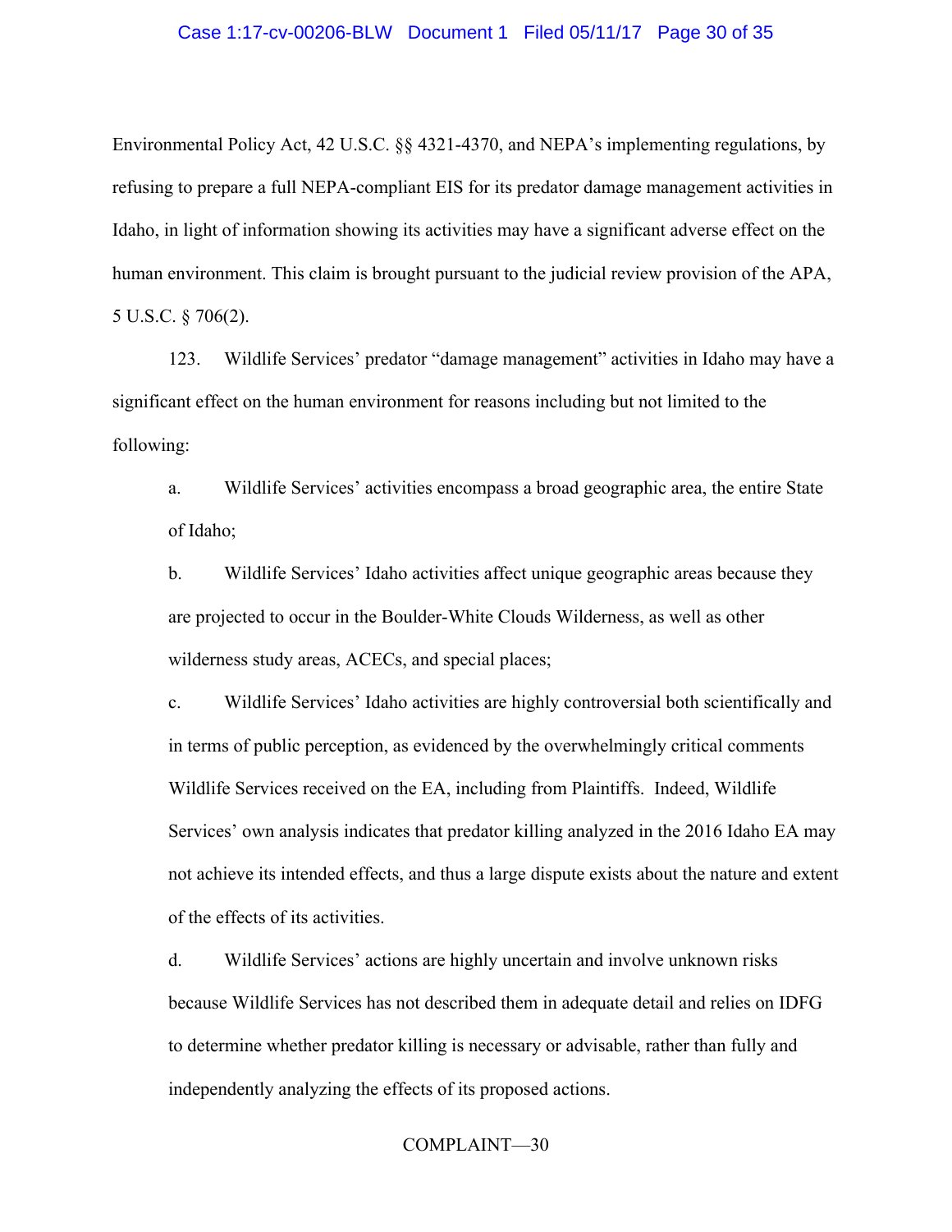Environmental Policy Act, 42 U.S.C. §§ 4321-4370, and NEPA's implementing regulations, by refusing to prepare a full NEPA-compliant EIS for its predator damage management activities in Idaho, in light of information showing its activities may have a significant adverse effect on the human environment. This claim is brought pursuant to the judicial review provision of the APA, 5 U.S.C. § 706(2).

123. Wildlife Services' predator "damage management" activities in Idaho may have a significant effect on the human environment for reasons including but not limited to the following:

a. Wildlife Services' activities encompass a broad geographic area, the entire State of Idaho;

b. Wildlife Services' Idaho activities affect unique geographic areas because they are projected to occur in the Boulder-White Clouds Wilderness, as well as other wilderness study areas, ACECs, and special places;

c. Wildlife Services' Idaho activities are highly controversial both scientifically and in terms of public perception, as evidenced by the overwhelmingly critical comments Wildlife Services received on the EA, including from Plaintiffs. Indeed, Wildlife Services' own analysis indicates that predator killing analyzed in the 2016 Idaho EA may not achieve its intended effects, and thus a large dispute exists about the nature and extent of the effects of its activities.

d. Wildlife Services' actions are highly uncertain and involve unknown risks because Wildlife Services has not described them in adequate detail and relies on IDFG to determine whether predator killing is necessary or advisable, rather than fully and independently analyzing the effects of its proposed actions.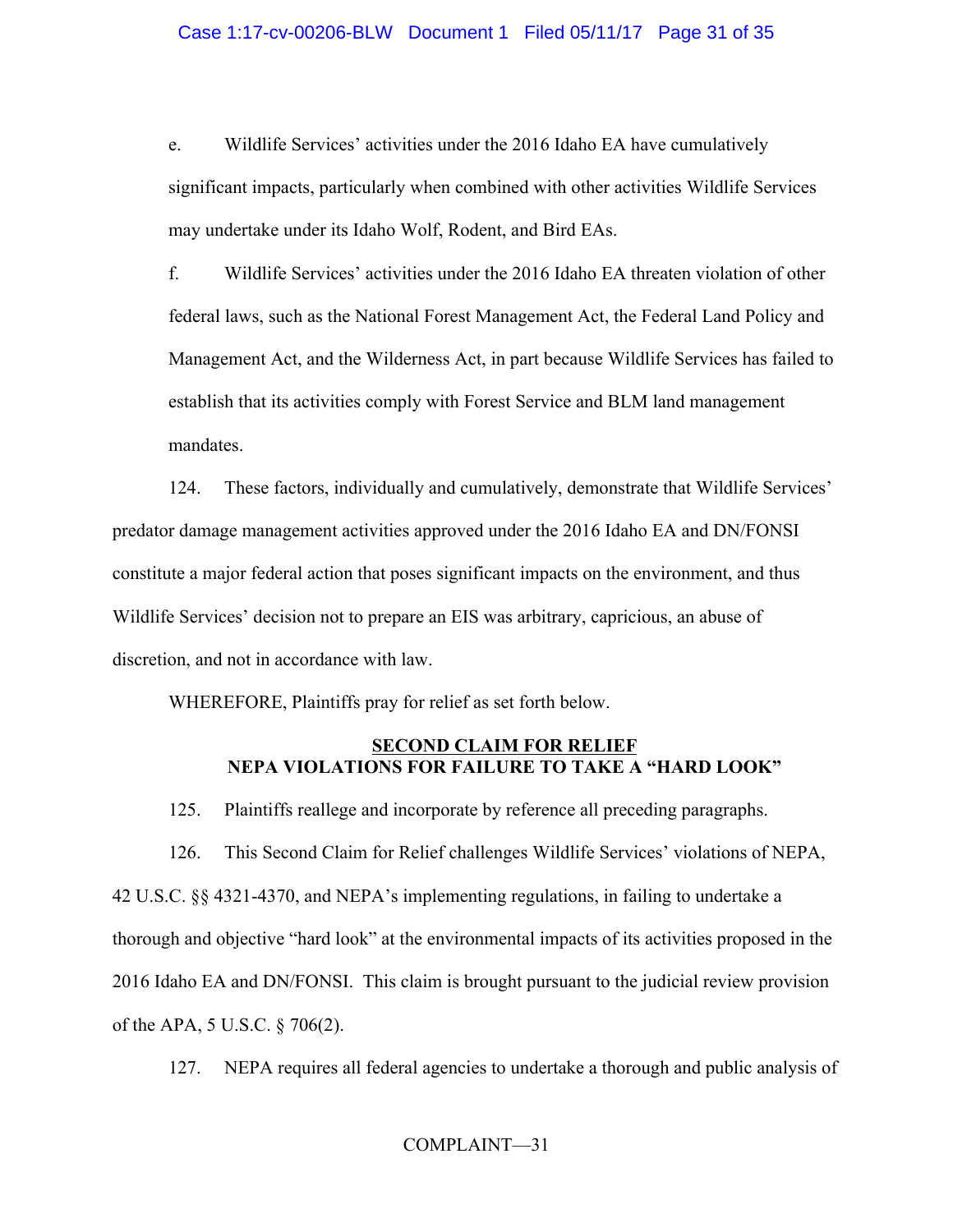e. Wildlife Services' activities under the 2016 Idaho EA have cumulatively significant impacts, particularly when combined with other activities Wildlife Services may undertake under its Idaho Wolf, Rodent, and Bird EAs.

f. Wildlife Services' activities under the 2016 Idaho EA threaten violation of other federal laws, such as the National Forest Management Act, the Federal Land Policy and Management Act, and the Wilderness Act, in part because Wildlife Services has failed to establish that its activities comply with Forest Service and BLM land management mandates.

124. These factors, individually and cumulatively, demonstrate that Wildlife Services' predator damage management activities approved under the 2016 Idaho EA and DN/FONSI constitute a major federal action that poses significant impacts on the environment, and thus Wildlife Services' decision not to prepare an EIS was arbitrary, capricious, an abuse of discretion, and not in accordance with law.

WHEREFORE, Plaintiffs pray for relief as set forth below.

## SECOND CLAIM FOR RELIEF
## NEPA VIOLATIONS FOR FAILURE TO TAKE A "HARD LOOK"

125. Plaintiffs reallege and incorporate by reference all preceding paragraphs.

126. This Second Claim for Relief challenges Wildlife Services' violations of NEPA, 42 U.S.C. §§ 4321-4370, and NEPA's implementing regulations, in failing to undertake a thorough and objective "hard look" at the environmental impacts of its activities proposed in the 2016 Idaho EA and DN/FONSI. This claim is brought pursuant to the judicial review provision of the APA, 5 U.S.C. § 706(2).

127. NEPA requires all federal agencies to undertake a thorough and public analysis of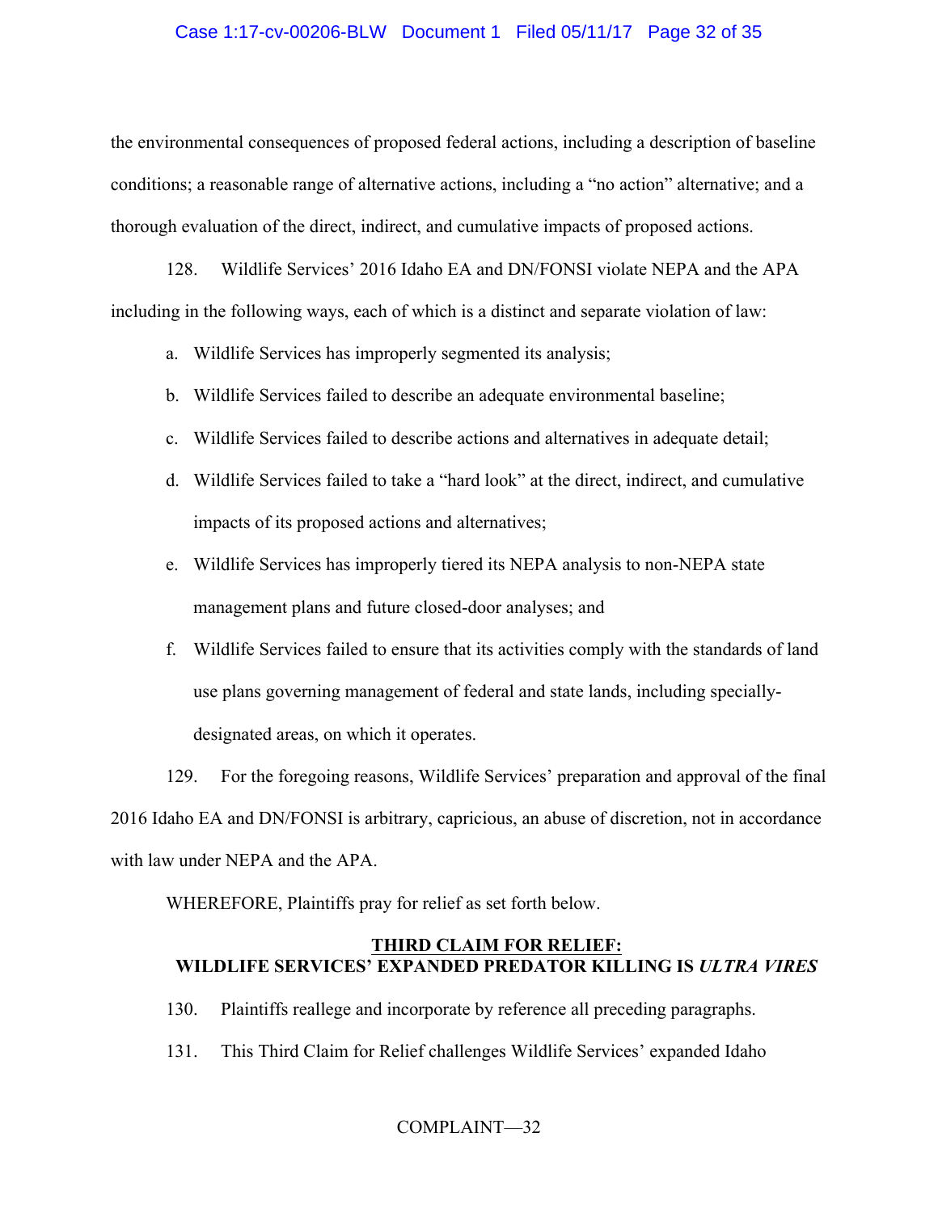the environmental consequences of proposed federal actions, including a description of baseline conditions; a reasonable range of alternative actions, including a "no action" alternative; and a thorough evaluation of the direct, indirect, and cumulative impacts of proposed actions.

128. Wildlife Services' 2016 Idaho EA and DN/FONSI violate NEPA and the APA including in the following ways, each of which is a distinct and separate violation of law:

a. Wildlife Services has improperly segmented its analysis;

b. Wildlife Services failed to describe an adequate environmental baseline;

c. Wildlife Services failed to describe actions and alternatives in adequate detail;

d. Wildlife Services failed to take a "hard look" at the direct, indirect, and cumulative impacts of its proposed actions and alternatives;

e. Wildlife Services has improperly tiered its NEPA analysis to non-NEPA state management plans and future closed-door analyses; and

f. Wildlife Services failed to ensure that its activities comply with the standards of land use plans governing management of federal and state lands, including specially-designated areas, on which it operates.

129. For the foregoing reasons, Wildlife Services' preparation and approval of the final 2016 Idaho EA and DN/FONSI is arbitrary, capricious, an abuse of discretion, not in accordance with law under NEPA and the APA.

WHEREFORE, Plaintiffs pray for relief as set forth below.

## THIRD CLAIM FOR RELIEF: WILDLIFE SERVICES' EXPANDED PREDATOR KILLING IS *ULTRA VIRES*

130. Plaintiffs reallege and incorporate by reference all preceding paragraphs.

131. This Third Claim for Relief challenges Wildlife Services' expanded Idaho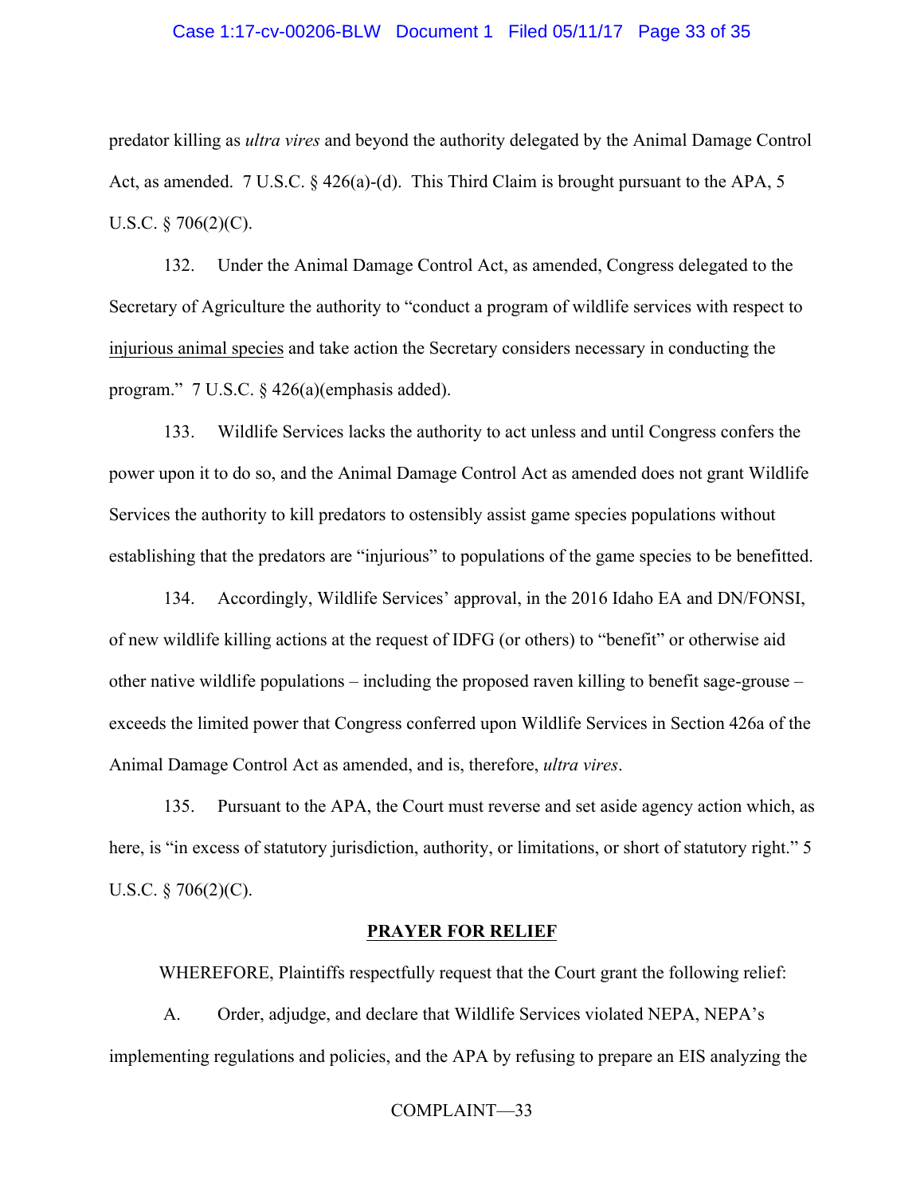predator killing as *ultra vires* and beyond the authority delegated by the Animal Damage Control Act, as amended. 7 U.S.C. § 426(a)-(d). This Third Claim is brought pursuant to the APA, 5 U.S.C. § 706(2)(C).

132. Under the Animal Damage Control Act, as amended, Congress delegated to the Secretary of Agriculture the authority to "conduct a program of wildlife services with respect to <u>injurious animal species</u> and take action the Secretary considers necessary in conducting the program." 7 U.S.C. § 426(a)(emphasis added).

133. Wildlife Services lacks the authority to act unless and until Congress confers the power upon it to do so, and the Animal Damage Control Act as amended does not grant Wildlife Services the authority to kill predators to ostensibly assist game species populations without establishing that the predators are "injurious" to populations of the game species to be benefitted.

134. Accordingly, Wildlife Services' approval, in the 2016 Idaho EA and DN/FONSI, of new wildlife killing actions at the request of IDFG (or others) to "benefit" or otherwise aid other native wildlife populations – including the proposed raven killing to benefit sage-grouse – exceeds the limited power that Congress conferred upon Wildlife Services in Section 426a of the Animal Damage Control Act as amended, and is, therefore, *ultra vires*.

135. Pursuant to the APA, the Court must reverse and set aside agency action which, as here, is "in excess of statutory jurisdiction, authority, or limitations, or short of statutory right." 5 U.S.C. § 706(2)(C).

## PRAYER FOR RELIEF

WHEREFORE, Plaintiffs respectfully request that the Court grant the following relief:

A. Order, adjudge, and declare that Wildlife Services violated NEPA, NEPA's implementing regulations and policies, and the APA by refusing to prepare an EIS analyzing the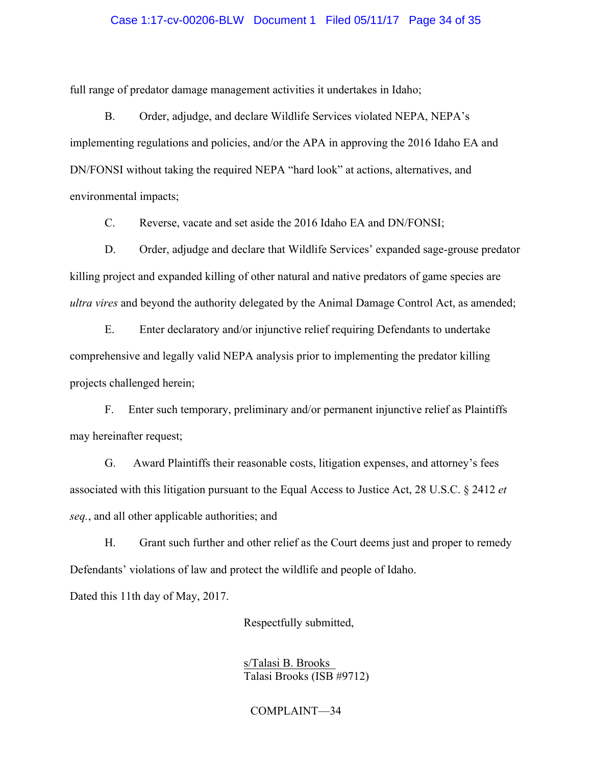full range of predator damage management activities it undertakes in Idaho;

B. Order, adjudge, and declare Wildlife Services violated NEPA, NEPA's implementing regulations and policies, and/or the APA in approving the 2016 Idaho EA and DN/FONSI without taking the required NEPA "hard look" at actions, alternatives, and environmental impacts;

C. Reverse, vacate and set aside the 2016 Idaho EA and DN/FONSI;

D. Order, adjudge and declare that Wildlife Services' expanded sage-grouse predator killing project and expanded killing of other natural and native predators of game species are *ultra vires* and beyond the authority delegated by the Animal Damage Control Act, as amended;

E. Enter declaratory and/or injunctive relief requiring Defendants to undertake comprehensive and legally valid NEPA analysis prior to implementing the predator killing projects challenged herein;

F. Enter such temporary, preliminary and/or permanent injunctive relief as Plaintiffs may hereinafter request;

G. Award Plaintiffs their reasonable costs, litigation expenses, and attorney's fees associated with this litigation pursuant to the Equal Access to Justice Act, 28 U.S.C. § 2412 *et seq.*, and all other applicable authorities; and

H. Grant such further and other relief as the Court deems just and proper to remedy Defendants' violations of law and protect the wildlife and people of Idaho.

Dated this 11th day of May, 2017.

Respectfully submitted,

s/Talasi B. Brooks
Talasi Brooks (ISB #9712)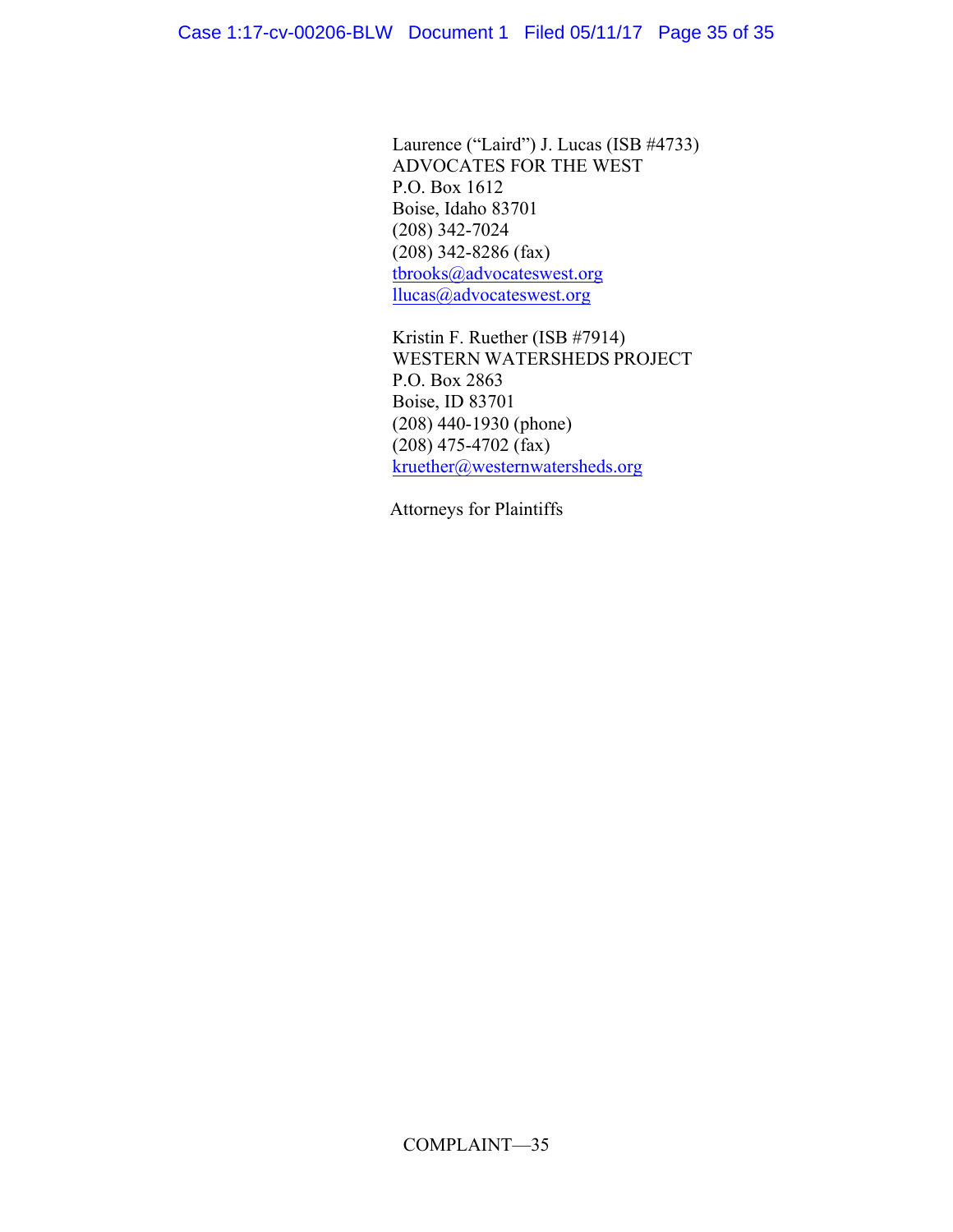Laurence ("Laird") J. Lucas (ISB #4733)
ADVOCATES FOR THE WEST
P.O. Box 1612
Boise, Idaho 83701
(208) 342-7024
(208) 342-8286 (fax)
tbrooks@advocateswest.org
llucas@advocateswest.org

Kristin F. Ruether (ISB #7914)
WESTERN WATERSHEDS PROJECT
P.O. Box 2863
Boise, ID 83701
(208) 440-1930 (phone)
(208) 475-4702 (fax)
kruether@westernwatersheds.org

Attorneys for Plaintiffs